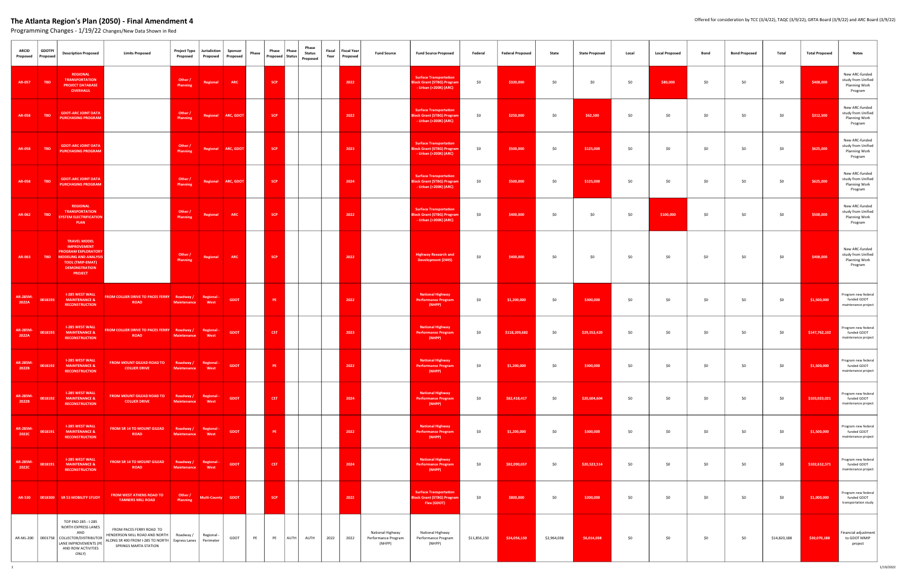# The Atlanta Region's Plan (2050) - Final Amendment 4

Programming Changes - 1/19/22 Changes/New Data Shown in Red

Offered for consideration by TCC (3/4/22), TAQC (3/9/22), GRTA Board (3/9/22) and ARC Board (3/9/22)

| ARCID Proposed | GDOTPI Proposed | Description Proposed | Limits Proposed | Project Type Proposed | Jurisdiction Proposed | Sponsor Proposed | Phase | Phase Proposed | Phase Status | Phase Status Proposed | Fiscal Year | Fiscal Year Proposed | Fund Source | Fund Source Proposed | Federal | Federal Proposed | State | State Proposed | Local | Local Proposed | Bond | Bond Proposed | Total | Total Proposed | Notes |
|---|---|---|---|---|---|---|---|---|---|---|---|---|---|---|---|---|---|---|---|---|---|---|---|---|---|
| AR-057 | TBD | REGIONAL TRANSPORTATION PROJECT DATABASE OVERHAUL | | Other / Planning | Regional | ARC | | SCP | | | | 2022 | | Surface Transportation Block Grant (STBG) Program - Urban (>200K) (ARC) | $0 | $320,000 | $0 | $0 | $0 | $80,000 | $0 | $0 | $0 | $400,000 | New ARC-funded study from Unified Planning Work Program |
| AR-058 | TBD | GDOT-ARC JOINT DATA PURCHASING PROGRAM | | Other / Planning | Regional | ARC, GDOT | | SCP | | | | 2022 | | Surface Transportation Block Grant (STBG) Program - Urban (>200K) (ARC) | $0 | $250,000 | $0 | $62,500 | $0 | $0 | $0 | $0 | $0 | $312,500 | New ARC-funded study from Unified Planning Work Program |
| AR-058 | TBD | GDOT-ARC JOINT DATA PURCHASING PROGRAM | | Other / Planning | Regional | ARC, GDOT | | SCP | | | | 2023 | | Surface Transportation Block Grant (STBG) Program - Urban (>200K) (ARC) | $0 | $500,000 | $0 | $125,000 | $0 | $0 | $0 | $0 | $0 | $625,000 | New ARC-funded study from Unified Planning Work Program |
| AR-058 | TBD | GDOT-ARC JOINT DATA PURCHASING PROGRAM | | Other / Planning | Regional | ARC, GDOT | | SCP | | | | 2024 | | Surface Transportation Block Grant (STBG) Program - Urban (>200K) (ARC) | $0 | $500,000 | $0 | $125,000 | $0 | $0 | $0 | $0 | $0 | $625,000 | New ARC-funded study from Unified Planning Work Program |
| AR-062 | TBD | REGIONAL TRANSPORTATION SYSTEM ELECTRIFICATION PLAN | | Other / Planning | Regional | ARC | | SCP | | | | 2022 | | Surface Transportation Block Grant (STBG) Program - Urban (>200K) (ARC) | $0 | $400,000 | $0 | $0 | $0 | $100,000 | $0 | $0 | $0 | $500,000 | New ARC-funded study from Unified Planning Work Program |
| AR-063 | TBD | TRAVEL MODEL IMPROVEMENT PROGRAM EXPLORATORY MODELING AND ANALYSIS TOOL (TMIP-EMAT) DEMONSTRATION PROJECT | | Other / Planning | Regional | ARC | | SCP | | | | 2022 | | Highway Research and Development (Z445) | $0 | $400,000 | $0 | $0 | $0 | $0 | $0 | $0 | $0 | $400,000 | New ARC-funded study from Unified Planning Work Program |
| AR-285M-2022A | 0018193 | I-285 WEST WALL MAINTENANCE & RECONSTRUCTION | FROM COLLIER DRIVE TO PACES FERRY ROAD | Roadway / Maintenance | Regional - West | GDOT | | PE | | | | 2022 | | National Highway Performance Program (NHPP) | $0 | $1,200,000 | $0 | $300,000 | $0 | $0 | $0 | $0 | $0 | $1,500,000 | Program new federal funded GDOT maintenance project |
| AR-285M-2022A | 0018193 | I-285 WEST WALL MAINTENANCE & RECONSTRUCTION | FROM COLLIER DRIVE TO PACES FERRY ROAD | Roadway / Maintenance | Regional - West | GDOT | | CST | | | | 2023 | | National Highway Performance Program (NHPP) | $0 | $118,209,682 | $0 | $29,552,420 | $0 | $0 | $0 | $0 | $0 | $147,762,102 | Program new federal funded GDOT maintenance project |
| AR-285M-2022B | 0018192 | I-285 WEST WALL MAINTENANCE & RECONSTRUCTION | FROM MOUNT GILEAD ROAD TO COLLIER DRIVE | Roadway / Maintenance | Regional - West | GDOT | | PE | | | | 2022 | | National Highway Performance Program (NHPP) | $0 | $1,200,000 | $0 | $300,000 | $0 | $0 | $0 | $0 | $0 | $1,500,000 | Program new federal funded GDOT maintenance project |
| AR-285M-2022B | 0018192 | I-285 WEST WALL MAINTENANCE & RECONSTRUCTION | FROM MOUNT GILEAD ROAD TO COLLIER DRIVE | Roadway / Maintenance | Regional - West | GDOT | | CST | | | | 2024 | | National Highway Performance Program (NHPP) | $0 | $82,418,417 | $0 | $20,604,604 | $0 | $0 | $0 | $0 | $0 | $103,023,021 | Program new federal funded GDOT maintenance project |
| AR-285M-2022C | 0018191 | I-285 WEST WALL MAINTENANCE & RECONSTRUCTION | FROM SR 14 TO MOUNT GILEAD ROAD | Roadway / Maintenance | Regional - West | GDOT | | PE | | | | 2022 | | National Highway Performance Program (NHPP) | $0 | $1,200,000 | $0 | $300,000 | $0 | $0 | $0 | $0 | $0 | $1,500,000 | Program new federal funded GDOT maintenance project |
| AR-285M-2022C | 0018191 | I-285 WEST WALL MAINTENANCE & RECONSTRUCTION | FROM SR 14 TO MOUNT GILEAD ROAD | Roadway / Maintenance | Regional - West | GDOT | | CST | | | | 2024 | | National Highway Performance Program (NHPP) | $0 | $82,090,057 | $0 | $20,522,514 | $0 | $0 | $0 | $0 | $0 | $102,612,571 | Program new federal funded GDOT maintenance project |
| AR-530 | 0018300 | SR 53 MOBILITY STUDY | FROM WEST ATHENS ROAD TO TANNERS MILL ROAD | Other / Planning | Multi-County | GDOT | | SCP | | | | 2022 | | Surface Transportation Block Grant (STBG) Program Flex (GDOT) | $0 | $800,000 | $0 | $200,000 | $0 | $0 | $0 | $0 | $0 | $1,000,000 | Program new federal funded GDOT transportation study |
| AR-ML-200 | 0001758 | TOP END 285 - I-285 NORTH EXPRESS LANES AND COLLECTOR/DISTRIBUTOR LANE IMPROVEMENTS (PE AND ROW ACTIVITIES ONLY) | FROM PACES FERRY ROAD TO HENDERSON MILL ROAD AND NORTH ALONG SR 400 FROM I-285 TO NORTH SPRINGS MARTA STATION | Roadway / Express Lanes | Regional - Perimeter | GDOT | PE | PE | AUTH | AUTH | 2022 | 2022 | National Highway Performance Program (NHPP) | National Highway Performance Program (NHPP) | $11,856,150 | $24,056,150 | $2,964,038 | $6,014,038 | $0 | $0 | $0 | $0 | $14,820,188 | $30,070,188 | Financial adjustment to GDOT MMIP project |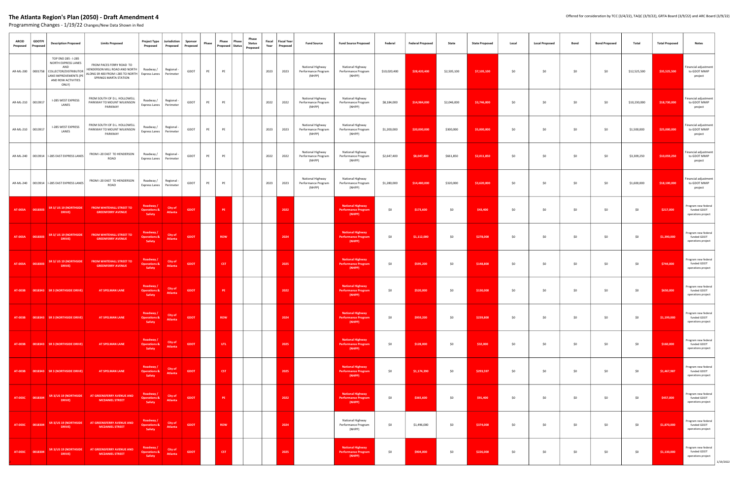# The Atlanta Region's Plan (2050) - Draft Amendment 4

Offered for consideration by TCC (3/4/22), TAQC (3/9/22), GRTA Board (3/9/22) and ARC Board (3/9/22)

Programming Changes - 1/19/22 Changes/New Data Shown in Red

| ARCID Proposed | GDOTPI Proposed | Description Proposed | Limits Proposed | Project Type Proposed | Jurisdiction Proposed | Sponsor Proposed | Phase | Phase Proposed | Phase Status | Phase Status Proposed | Fiscal Year | Fiscal Year Proposed | Fund Source | Fund Source Proposed | Federal | Federal Proposed | State | State Proposed | Local | Local Proposed | Bond | Bond Proposed | Total | Total Proposed | Notes |
|---|---|---|---|---|---|---|---|---|---|---|---|---|---|---|---|---|---|---|---|---|---|---|---|---|---|
| AR-ML-200 | 0001758 | TOP END 285 - I-285 NORTH EXPRESS LANES AND COLLECTOR/DISTRIBUTOR LANE IMPROVEMENTS (PE AND ROW ACTIVITIES ONLY) | FROM PACES FERRY ROAD TO HENDERSON MILL ROAD AND NORTH ALONG SR 400 FROM I-285 TO NORTH SPRINGS MARTA STATION | Roadway / Express Lanes | Regional - Perimeter | GDOT | PE | PE | | | 2023 | 2023 | National Highway Performance Program (NHPP) | National Highway Performance Program (NHPP) | $10,020,400 | $28,420,400 | $2,505,100 | $7,105,100 | $0 | $0 | $0 | $0 | $12,525,500 | $35,525,500 | Financial adjustment to GDOT MMIP project |
| AR-ML-210 | 0013917 | I-285 WEST EXPRESS LANES | FROM SOUTH OF D.L. HOLLOWELL PARKWAY TO MOUNT WILKINSON PARKWAY | Roadway / Express Lanes | Regional - Perimeter | GDOT | PE | PE | | | 2022 | 2022 | National Highway Performance Program (NHPP) | National Highway Performance Program (NHPP) | $8,184,000 | $14,984,000 | $2,046,000 | $3,746,000 | $0 | $0 | $0 | $0 | $10,230,000 | $18,730,000 | Financial adjustment to GDOT MMIP project |
| AR-ML-210 | 0013917 | I-285 WEST EXPRESS LANES | FROM SOUTH OF D.L. HOLLOWELL PARKWAY TO MOUNT WILKINSON PARKWAY | Roadway / Express Lanes | Regional - Perimeter | GDOT | PE | PE | | | 2023 | 2023 | National Highway Performance Program (NHPP) | National Highway Performance Program (NHPP) | $1,200,000 | $20,000,000 | $300,000 | $5,000,000 | $0 | $0 | $0 | $0 | $1,500,000 | $25,000,000 | Financial adjustment to GDOT MMIP project |
| AR-ML-240 | 0013914 | I-285 EAST EXPRESS LANES | FROM I-20 EAST TO HENDERSON ROAD | Roadway / Express Lanes | Regional - Perimeter | GDOT | PE | PE | | | 2022 | 2022 | National Highway Performance Program (NHPP) | National Highway Performance Program (NHPP) | $2,647,400 | $8,047,400 | $661,850 | $2,011,850 | $0 | $0 | $0 | $0 | $3,309,250 | $10,059,250 | Financial adjustment to GDOT MMIP project |
| AR-ML-240 | 0013914 | I-285 EAST EXPRESS LANES | FROM I-20 EAST TO HENDERSON ROAD | Roadway / Express Lanes | Regional - Perimeter | GDOT | PE | PE | | | 2023 | 2023 | National Highway Performance Program (NHPP) | National Highway Performance Program (NHPP) | $1,280,000 | $14,480,000 | $320,000 | $3,620,000 | $0 | $0 | $0 | $0 | $1,600,000 | $18,100,000 | Financial adjustment to GDOT MMIP project |
| AT-003A | 0018303 | SR 3/ US 19 (NORTHSIDE DRIVE) | FROM WHITEHALL STREET TO GREENFERRY AVENUE | Roadway / Operations & Safety | City of Atlanta | GDOT | | PE | | | | 2022 | | National Highway Performance Program (NHPP) | $0 | $173,600 | $0 | $43,400 | $0 | $0 | $0 | $0 | $0 | $217,000 | Program new federal funded GDOT operations project |
| AT-003A | 0018303 | SR 3/ US 19 (NORTHSIDE DRIVE) | FROM WHITEHALL STREET TO GREENFERRY AVENUE | Roadway / Operations & Safety | City of Atlanta | GDOT | | ROW | | | | 2024 | | National Highway Performance Program (NHPP) | $0 | $1,112,000 | $0 | $278,000 | $0 | $0 | $0 | $0 | $0 | $1,390,000 | Program new federal funded GDOT operations project |
| AT-003A | 0018303 | SR 3/ US 19 (NORTHSIDE DRIVE) | FROM WHITEHALL STREET TO GREENFERRY AVENUE | Roadway / Operations & Safety | City of Atlanta | GDOT | | CST | | | | 2025 | | National Highway Performance Program (NHPP) | $0 | $595,200 | $0 | $148,800 | $0 | $0 | $0 | $0 | $0 | $744,000 | Program new federal funded GDOT operations project |
| AT-003B | 0018343 | SR 3 (NORTHSIDE DRIVE) | AT SPELMAN LANE | Roadway / Operations & Safety | City of Atlanta | GDOT | | PE | | | | 2022 | | National Highway Performance Program (NHPP) | $0 | $520,000 | $0 | $130,000 | $0 | $0 | $0 | $0 | $0 | $650,000 | Program new federal funded GDOT operations project |
| AT-003B | 0018343 | SR 3 (NORTHSIDE DRIVE) | AT SPELMAN LANE | Roadway / Operations & Safety | City of Atlanta | GDOT | | ROW | | | | 2024 | | National Highway Performance Program (NHPP) | $0 | $959,200 | $0 | $239,800 | $0 | $0 | $0 | $0 | $0 | $1,199,000 | Program new federal funded GDOT operations project |
| AT-003B | 0018343 | SR 3 (NORTHSIDE DRIVE) | AT SPELMAN LANE | Roadway / Operations & Safety | City of Atlanta | GDOT | | UTL | | | | 2025 | | National Highway Performance Program (NHPP) | $0 | $128,000 | $0 | $32,000 | $0 | $0 | $0 | $0 | $0 | $160,000 | Program new federal funded GDOT operations project |
| AT-003B | 0018343 | SR 3 (NORTHSIDE DRIVE) | AT SPELMAN LANE | Roadway / Operations & Safety | City of Atlanta | GDOT | | CST | | | | 2025 | | National Highway Performance Program (NHPP) | $0 | $1,174,390 | $0 | $293,597 | $0 | $0 | $0 | $0 | $0 | $1,467,987 | Program new federal funded GDOT operations project |
| AT-003C | 0018304 | SR 3/US 19 (NORTHSIDE DRIVE) | AT GREENSFERRY AVENUE AND MCDANIEL STREET | Roadway / Operations & Safety | City of Atlanta | GDOT | | PE | | | | 2022 | | National Highway Performance Program (NHPP) | $0 | $365,600 | $0 | $91,400 | $0 | $0 | $0 | $0 | $0 | $457,000 | Program new federal funded GDOT operations project |
| AT-003C | 0018304 | SR 3/US 19 (NORTHSIDE DRIVE) | AT GREENSFERRY AVENUE AND MCDANIEL STREET | Roadway / Operations & Safety | City of Atlanta | GDOT | | ROW | | | | 2024 | | National Highway Performance Program (NHPP) | $0 | $1,496,000 | $0 | $374,000 | $0 | $0 | $0 | $0 | $0 | $1,870,000 | Program new federal funded GDOT operations project |
| AT-003C | 0018304 | SR 3/US 19 (NORTHSIDE DRIVE) | AT GREENSFERRY AVENUE AND MCDANIEL STREET | Roadway / Operations & Safety | City of Atlanta | GDOT | | CST | | | | 2025 | | National Highway Performance Program (NHPP) | $0 | $904,000 | $0 | $226,000 | $0 | $0 | $0 | $0 | $0 | $1,130,000 | Program new federal funded GDOT operations project |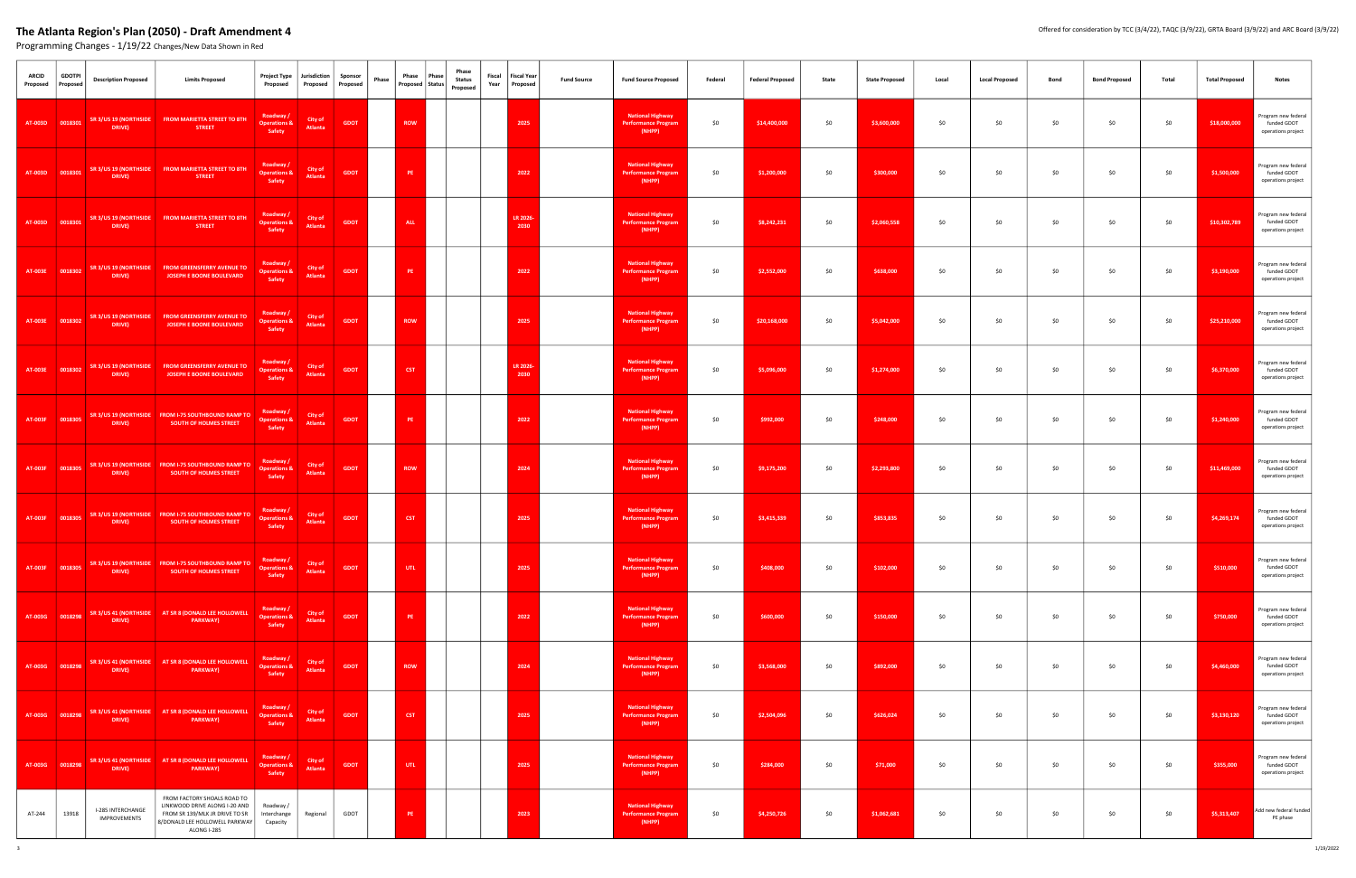# The Atlanta Region's Plan (2050) - Draft Amendment 4

Offered for consideration by TCC (3/4/22), TAQC (3/9/22), GRTA Board (3/9/22) and ARC Board (3/9/22)

Programming Changes - 1/19/22 Changes/New Data Shown in Red

| ARCID Proposed | GDOTPI Proposed | Description Proposed | Limits Proposed | Project Type Proposed | Jurisdiction Proposed | Sponsor Proposed | Phase | Phase Proposed | Phase Status | Phase Status Proposed | Fiscal Year | Fiscal Year Proposed | Fund Source | Fund Source Proposed | Federal | Federal Proposed | State | State Proposed | Local | Local Proposed | Bond | Bond Proposed | Total | Total Proposed | Notes |
|---|---|---|---|---|---|---|---|---|---|---|---|---|---|---|---|---|---|---|---|---|---|---|---|---|---|
| AT-003D | 0018301 | SR 3/US 19 (NORTHSIDE DRIVE) | FROM MARIETTA STREET TO 8TH STREET | Roadway / Operations & Safety | City of Atlanta | GDOT | | ROW | | | | 2025 | | National Highway Performance Program (NHPP) | $0 | $14,400,000 | $0 | $3,600,000 | $0 | $0 | $0 | $0 | $0 | $18,000,000 | Program new federal funded GDOT operations project |
| AT-003D | 0018301 | SR 3/US 19 (NORTHSIDE DRIVE) | FROM MARIETTA STREET TO 8TH STREET | Roadway / Operations & Safety | City of Atlanta | GDOT | | PE | | | | 2022 | | National Highway Performance Program (NHPP) | $0 | $1,200,000 | $0 | $300,000 | $0 | $0 | $0 | $0 | $0 | $1,500,000 | Program new federal funded GDOT operations project |
| AT-003D | 0018301 | SR 3/US 19 (NORTHSIDE DRIVE) | FROM MARIETTA STREET TO 8TH STREET | Roadway / Operations & Safety | City of Atlanta | GDOT | | ALL | | | | LR 2026-2030 | | National Highway Performance Program (NHPP) | $0 | $8,242,231 | $0 | $2,060,558 | $0 | $0 | $0 | $0 | $0 | $10,302,789 | Program new federal funded GDOT operations project |
| AT-003E | 0018302 | SR 3/US 19 (NORTHSIDE DRIVE) | FROM GREENSFERRY AVENUE TO JOSEPH E BOONE BOULEVARD | Roadway / Operations & Safety | City of Atlanta | GDOT | | PE | | | | 2022 | | National Highway Performance Program (NHPP) | $0 | $2,552,000 | $0 | $638,000 | $0 | $0 | $0 | $0 | $0 | $3,190,000 | Program new federal funded GDOT operations project |
| AT-003E | 0018302 | SR 3/US 19 (NORTHSIDE DRIVE) | FROM GREENSFERRY AVENUE TO JOSEPH E BOONE BOULEVARD | Roadway / Operations & Safety | City of Atlanta | GDOT | | ROW | | | | 2025 | | National Highway Performance Program (NHPP) | $0 | $20,168,000 | $0 | $5,042,000 | $0 | $0 | $0 | $0 | $0 | $25,210,000 | Program new federal funded GDOT operations project |
| AT-003E | 0018302 | SR 3/US 19 (NORTHSIDE DRIVE) | FROM GREENSFERRY AVENUE TO JOSEPH E BOONE BOULEVARD | Roadway / Operations & Safety | City of Atlanta | GDOT | | CST | | | | LR 2026-2030 | | National Highway Performance Program (NHPP) | $0 | $5,096,000 | $0 | $1,274,000 | $0 | $0 | $0 | $0 | $0 | $6,370,000 | Program new federal funded GDOT operations project |
| AT-003F | 0018305 | SR 3/US 19 (NORTHSIDE DRIVE) | FROM I-75 SOUTHBOUND RAMP TO SOUTH OF HOLMES STREET | Roadway / Operations & Safety | City of Atlanta | GDOT | | PE | | | | 2022 | | National Highway Performance Program (NHPP) | $0 | $992,000 | $0 | $248,000 | $0 | $0 | $0 | $0 | $0 | $1,240,000 | Program new federal funded GDOT operations project |
| AT-003F | 0018305 | SR 3/US 19 (NORTHSIDE DRIVE) | FROM I-75 SOUTHBOUND RAMP TO SOUTH OF HOLMES STREET | Roadway / Operations & Safety | City of Atlanta | GDOT | | ROW | | | | 2024 | | National Highway Performance Program (NHPP) | $0 | $9,175,200 | $0 | $2,293,800 | $0 | $0 | $0 | $0 | $0 | $11,469,000 | Program new federal funded GDOT operations project |
| AT-003F | 0018305 | SR 3/US 19 (NORTHSIDE DRIVE) | FROM I-75 SOUTHBOUND RAMP TO SOUTH OF HOLMES STREET | Roadway / Operations & Safety | City of Atlanta | GDOT | | CST | | | | 2025 | | National Highway Performance Program (NHPP) | $0 | $3,415,339 | $0 | $853,835 | $0 | $0 | $0 | $0 | $0 | $4,269,174 | Program new federal funded GDOT operations project |
| AT-003F | 0018305 | SR 3/US 19 (NORTHSIDE DRIVE) | FROM I-75 SOUTHBOUND RAMP TO SOUTH OF HOLMES STREET | Roadway / Operations & Safety | City of Atlanta | GDOT | | UTL | | | | 2025 | | National Highway Performance Program (NHPP) | $0 | $408,000 | $0 | $102,000 | $0 | $0 | $0 | $0 | $0 | $510,000 | Program new federal funded GDOT operations project |
| AT-003G | 0018298 | SR 3/US 41 (NORTHSIDE DRIVE) | AT SR 8 (DONALD LEE HOLLOWELL PARKWAY) | Roadway / Operations & Safety | City of Atlanta | GDOT | | PE | | | | 2022 | | National Highway Performance Program (NHPP) | $0 | $600,000 | $0 | $150,000 | $0 | $0 | $0 | $0 | $0 | $750,000 | Program new federal funded GDOT operations project |
| AT-003G | 0018298 | SR 3/US 41 (NORTHSIDE DRIVE) | AT SR 8 (DONALD LEE HOLLOWELL PARKWAY) | Roadway / Operations & Safety | City of Atlanta | GDOT | | ROW | | | | 2024 | | National Highway Performance Program (NHPP) | $0 | $3,568,000 | $0 | $892,000 | $0 | $0 | $0 | $0 | $0 | $4,460,000 | Program new federal funded GDOT operations project |
| AT-003G | 0018298 | SR 3/US 41 (NORTHSIDE DRIVE) | AT SR 8 (DONALD LEE HOLLOWELL PARKWAY) | Roadway / Operations & Safety | City of Atlanta | GDOT | | CST | | | | 2025 | | National Highway Performance Program (NHPP) | $0 | $2,504,096 | $0 | $626,024 | $0 | $0 | $0 | $0 | $0 | $3,130,120 | Program new federal funded GDOT operations project |
| AT-003G | 0018298 | SR 3/US 41 (NORTHSIDE DRIVE) | AT SR 8 (DONALD LEE HOLLOWELL PARKWAY) | Roadway / Operations & Safety | City of Atlanta | GDOT | | UTL | | | | 2025 | | National Highway Performance Program (NHPP) | $0 | $284,000 | $0 | $71,000 | $0 | $0 | $0 | $0 | $0 | $355,000 | Program new federal funded GDOT operations project |
| AT-244 | 13918 | I-285 INTERCHANGE IMPROVEMENTS | FROM FACTORY SHOALS ROAD TO LINKWOOD DRIVE ALONG I-20 AND FROM SR 139/MLK JR DRIVE TO SR 8/DONALD LEE HOLLOWELL PARKWAY ALONG I-285 | Roadway / Interchange Capacity | Regional | GDOT | | PE | | | | 2023 | | National Highway Performance Program (NHPP) | $0 | $4,250,726 | $0 | $1,062,681 | $0 | $0 | $0 | $0 | $0 | $5,313,407 | Add new federal funded PE phase |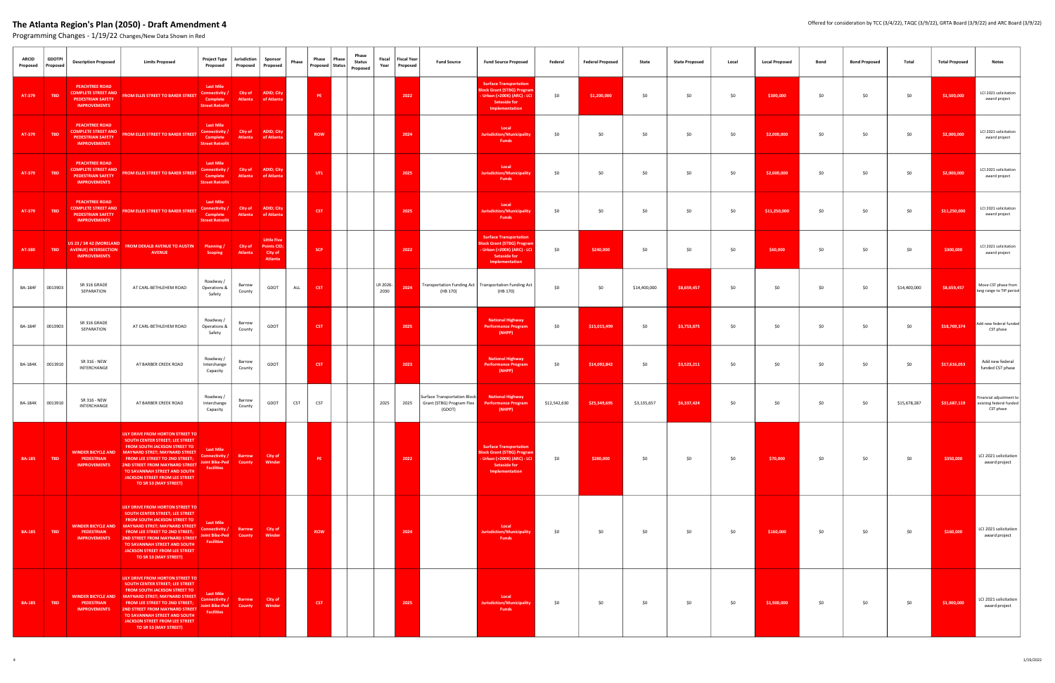# The Atlanta Region's Plan (2050) - Draft Amendment 4

Programming Changes - 1/19/22 Changes/New Data Shown in Red

Offered for consideration by TCC (3/4/22), TAQC (3/9/22), GRTA Board (3/9/22) and ARC Board (3/9/22)

| ARCID Proposed | GDOTPI Proposed | Description Proposed | Limits Proposed | Project Type Proposed | Jurisdiction Proposed | Sponsor Proposed | Phase | Phase Proposed | Phase Status | Phase Status Proposed | Fiscal Year | Fiscal Year Proposed | Fund Source | Fund Source Proposed | Federal | Federal Proposed | State | State Proposed | Local | Local Proposed | Bond | Bond Proposed | Total | Total Proposed | Notes |
|---|---|---|---|---|---|---|---|---|---|---|---|---|---|---|---|---|---|---|---|---|---|---|---|---|---|
| AT-379 | TBD | PEACHTREE ROAD COMPLETE STREET AND PEDESTRIAN SAFETY IMPROVEMENTS | FROM ELLIS STREET TO BAKER STREET | Last Mile Connectivity / Complete Street Retrofit | City of Atlanta | ADID; City of Atlanta | | PE | | | | 2022 | | Surface Transportation Block Grant (STBG) Program - Urban (>200K) (ARC) - LCI Setaside for Implementation | $0 | $1,200,000 | $0 | $0 | $0 | $300,000 | $0 | $0 | $0 | $1,500,000 | LCI 2021 solicitation award project |
| AT-379 | TBD | PEACHTREE ROAD COMPLETE STREET AND PEDESTRIAN SAFETY IMPROVEMENTS | FROM ELLIS STREET TO BAKER STREET | Last Mile Connectivity / Complete Street Retrofit | City of Atlanta | ADID; City of Atlanta | | ROW | | | | 2024 | | Local Jurisdiction/Municipality Funds | $0 | $0 | $0 | $0 | $0 | $2,000,000 | $0 | $0 | $0 | $2,000,000 | LCI 2021 solicitation award project |
| AT-379 | TBD | PEACHTREE ROAD COMPLETE STREET AND PEDESTRIAN SAFETY IMPROVEMENTS | FROM ELLIS STREET TO BAKER STREET | Last Mile Connectivity / Complete Street Retrofit | City of Atlanta | ADID; City of Atlanta | | UTL | | | | 2025 | | Local Jurisdiction/Municipality Funds | $0 | $0 | $0 | $0 | $0 | $2,000,000 | $0 | $0 | $0 | $2,000,000 | LCI 2021 solicitation award project |
| AT-379 | TBD | PEACHTREE ROAD COMPLETE STREET AND PEDESTRIAN SAFETY IMPROVEMENTS | FROM ELLIS STREET TO BAKER STREET | Last Mile Connectivity / Complete Street Retrofit | City of Atlanta | ADID; City of Atlanta | | CST | | | | 2025 | | Local Jurisdiction/Municipality Funds | $0 | $0 | $0 | $0 | $0 | $11,250,000 | $0 | $0 | $0 | $11,250,000 | LCI 2021 solicitation award project |
| AT-380 | TBD | US 23 / SR 42 (MORELAND AVENUE) INTERSECTION IMPROVEMENTS | FROM DEKALB AVENUE TO AUSTIN AVENUE | Planning / Scoping | City of Atlanta | Little Five Points CID; City of Atlanta | | SCP | | | | 2022 | | Surface Transportation Block Grant (STBG) Program - Urban (>200K) (ARC) - LCI Setaside for Implementation | $0 | $240,000 | $0 | $0 | $0 | $60,000 | $0 | $0 | $0 | $300,000 | LCI 2021 solicitation award project |
| BA-184F | 0013903 | SR 316 GRADE SEPARATION | AT CARL-BETHLEHEM ROAD | Roadway / Operations & Safety | Barrow County | GDOT | ALL | CST | | | LR 2026-2030 | 2024 | Transportation Funding Act (HB 170) | Transportation Funding Act (HB 170) | $0 | $0 | $14,400,000 | $8,659,457 | $0 | $0 | $0 | $0 | $14,400,000 | $8,659,457 | Move CST phase from long range to TIP period |
| BA-184F | 0013903 | SR 316 GRADE SEPARATION | AT CARL-BETHLEHEM ROAD | Roadway / Operations & Safety | Barrow County | GDOT | | CST | | | | 2025 | | National Highway Performance Program (NHPP) | $0 | $15,015,499 | $0 | $3,753,875 | $0 | $0 | $0 | $0 | $0 | $18,769,374 | Add new federal funded CST phase |
| BA-184K | 0013910 | SR 316 - NEW INTERCHANGE | AT BARBER CREEK ROAD | Roadway / Interchange Capacity | Barrow County | GDOT | | CST | | | | 2023 | | National Highway Performance Program (NHPP) | $0 | $14,092,842 | $0 | $3,523,211 | $0 | $0 | $0 | $0 | $0 | $17,616,053 | Add new federal funded CST phase |
| BA-184K | 0013910 | SR 316 - NEW INTERCHANGE | AT BARBER CREEK ROAD | Roadway / Interchange Capacity | Barrow County | GDOT | CST | CST | | | 2025 | 2025 | Surface Transportation Block Grant (STBG) Program Flex (GDOT) | National Highway Performance Program (NHPP) | $12,542,630 | $25,349,695 | $3,135,657 | $6,337,424 | $0 | $0 | $0 | $0 | $15,678,287 | $31,687,119 | Financial adjustment to existing federal funded CST phase |
| BA-185 | TBD | WINDER BICYCLE AND PEDESTRIAN IMPROVEMENTS | LILY DRIVE FROM HORTON STREET TO SOUTH CENTER STREET; LEE STREET FROM SOUTH JACKSON STREET TO MAYNARD STRET; MAYNARD STREET FROM LEE STREET TO 2ND STREET; 2ND STREET FROM MAYNARD STREET TO SAVANNAH STREET AND SOUTH JACKSON STREET FROM LEE STREET TO SR 53 (MAY STREET) | Last Mile Connectivity / Joint Bike-Ped Facilities | Barrow County | City of Winder | | PE | | | | 2022 | | Surface Transportation Block Grant (STBG) Program - Urban (>200K) (ARC) - LCI Setaside for Implementation | $0 | $280,000 | $0 | $0 | $0 | $70,000 | $0 | $0 | $0 | $350,000 | LCI 2021 solicitation award project |
| BA-185 | TBD | WINDER BICYCLE AND PEDESTRIAN IMPROVEMENTS | LILY DRIVE FROM HORTON STREET TO SOUTH CENTER STREET; LEE STREET FROM SOUTH JACKSON STREET TO MAYNARD STRET; MAYNARD STREET FROM LEE STREET TO 2ND STREET; 2ND STREET FROM MAYNARD STREET TO SAVANNAH STREET AND SOUTH JACKSON STREET FROM LEE STREET TO SR 53 (MAY STREET) | Last Mile Connectivity / Joint Bike-Ped Facilities | Barrow County | City of Winder | | ROW | | | | 2024 | | Local Jurisdiction/Municipality Funds | $0 | $0 | $0 | $0 | $0 | $160,000 | $0 | $0 | $0 | $160,000 | LCI 2021 solicitation award project |
| BA-185 | TBD | WINDER BICYCLE AND PEDESTRIAN IMPROVEMENTS | LILY DRIVE FROM HORTON STREET TO SOUTH CENTER STREET; LEE STREET FROM SOUTH JACKSON STREET TO MAYNARD STRET; MAYNARD STREET FROM LEE STREET TO 2ND STREET; 2ND STREET FROM MAYNARD STREET TO SAVANNAH STREET AND SOUTH JACKSON STREET FROM LEE STREET TO SR 53 (MAY STREET) | Last Mile Connectivity / Joint Bike-Ped Facilities | Barrow County | City of Winder | | CST | | | | 2025 | | Local Jurisdiction/Municipality Funds | $0 | $0 | $0 | $0 | $0 | $1,900,000 | $0 | $0 | $0 | $1,900,000 | LCI 2021 solicitation award project |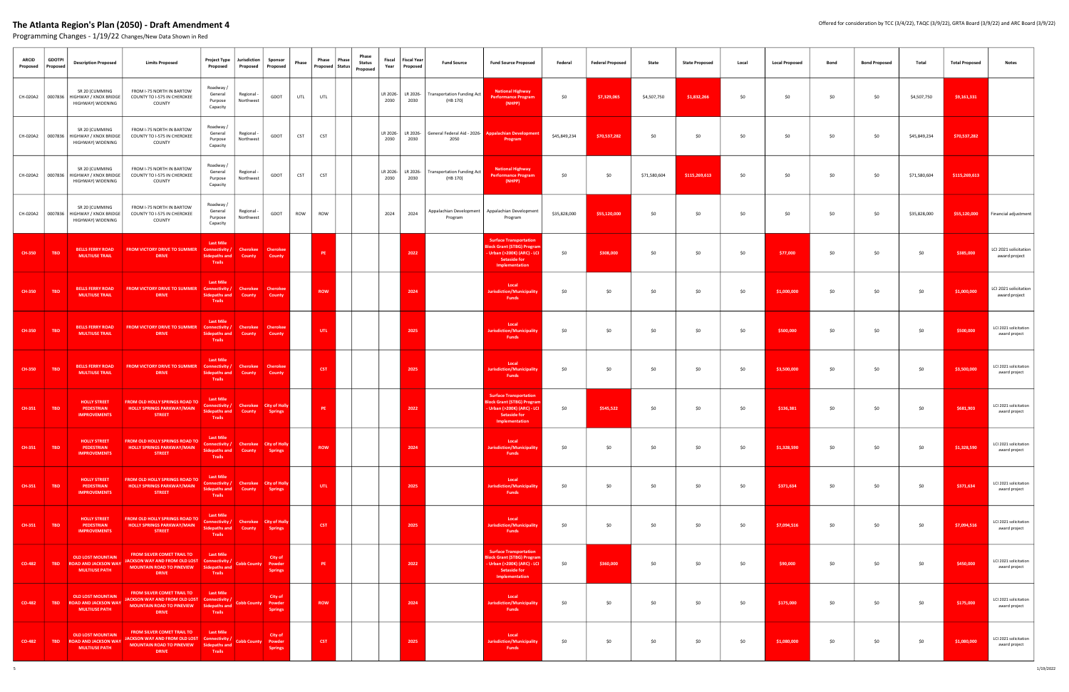# The Atlanta Region's Plan (2050) - Draft Amendment 4

Offered for consideration by TCC (3/4/22), TAQC (3/9/22), GRTA Board (3/9/22) and ARC Board (3/9/22)

Programming Changes - 1/19/22 Changes/New Data Shown in Red

| ARCID Proposed | GDOTPI Proposed | Description Proposed | Limits Proposed | Project Type Proposed | Jurisdiction Proposed | Sponsor Proposed | Phase | Phase Proposed | Phase Status | Phase Status Proposed | Fiscal Year | Fiscal Year Proposed | Fund Source | Fund Source Proposed | Federal | Federal Proposed | State | State Proposed | Local | Local Proposed | Bond | Bond Proposed | Total | Total Proposed | Notes |
|---|---|---|---|---|---|---|---|---|---|---|---|---|---|---|---|---|---|---|---|---|---|---|---|---|---|
| CH-020A2 | 0007836 | SR 20 (CUMMING HIGHWAY / KNOX BRIDGE HIGHWAY) WIDENING | FROM I-75 NORTH IN BARTOW COUNTY TO I-575 IN CHEROKEE COUNTY | Roadway / General Purpose Capacity | Regional - Northwest | GDOT | UTL | UTL | | | LR 2026-2030 | LR 2026-2030 | Transportation Funding Act (HB 170) | National Highway Performance Program (NHPP) | $0 | $7,329,065 | $4,507,750 | $1,832,266 | $0 | $0 | $0 | $0 | $4,507,750 | $9,161,331 | |
| CH-020A2 | 0007836 | SR 20 (CUMMING HIGHWAY / KNOX BRIDGE HIGHWAY) WIDENING | FROM I-75 NORTH IN BARTOW COUNTY TO I-575 IN CHEROKEE COUNTY | Roadway / General Purpose Capacity | Regional - Northwest | GDOT | CST | CST | | | LR 2026-2030 | LR 2026-2030 | General Federal Aid - 2026-2050 | Appalachian Development Program | $45,849,234 | $70,537,282 | $0 | $0 | $0 | $0 | $0 | $0 | $45,849,234 | $70,537,282 | |
| CH-020A2 | 0007836 | SR 20 (CUMMING HIGHWAY / KNOX BRIDGE HIGHWAY) WIDENING | FROM I-75 NORTH IN BARTOW COUNTY TO I-575 IN CHEROKEE COUNTY | Roadway / General Purpose Capacity | Regional - Northwest | GDOT | CST | CST | | | LR 2026-2030 | LR 2026-2030 | Transportation Funding Act (HB 170) | National Highway Performance Program (NHPP) | $0 | $0 | $71,580,604 | $115,269,613 | $0 | $0 | $0 | $0 | $71,580,604 | $115,269,613 | |
| CH-020A2 | 0007836 | SR 20 (CUMMING HIGHWAY / KNOX BRIDGE HIGHWAY) WIDENING | FROM I-75 NORTH IN BARTOW COUNTY TO I-575 IN CHEROKEE COUNTY | Roadway / General Purpose Capacity | Regional - Northwest | GDOT | ROW | ROW | | | 2024 | 2024 | Appalachian Development Program | Appalachian Development Program | $35,828,000 | $55,120,000 | $0 | $0 | $0 | $0 | $0 | $0 | $35,828,000 | $55,120,000 | Financial adjustment |
| CH-350 | TBD | BELLS FERRY ROAD MULTIUSE TRAIL | FROM VICTORY DRIVE TO SUMMER DRIVE | Last Mile Connectivity / Sidepaths and Trails | Cherokee County | Cherokee County | | PE | | | | 2022 | | Surface Transportation Block Grant (STBG) Program - Urban (>200K) (ARC) - LCI Setaside for Implementation | $0 | $308,000 | $0 | $0 | $0 | $77,000 | $0 | $0 | $0 | $385,000 | LCI 2021 solicitation award project |
| CH-350 | TBD | BELLS FERRY ROAD MULTIUSE TRAIL | FROM VICTORY DRIVE TO SUMMER DRIVE | Last Mile Connectivity / Sidepaths and Trails | Cherokee County | Cherokee County | | ROW | | | | 2024 | | Local Jurisdiction/Municipality Funds | $0 | $0 | $0 | $0 | $0 | $1,000,000 | $0 | $0 | $0 | $1,000,000 | LCI 2021 solicitation award project |
| CH-350 | TBD | BELLS FERRY ROAD MULTIUSE TRAIL | FROM VICTORY DRIVE TO SUMMER DRIVE | Last Mile Connectivity / Sidepaths and Trails | Cherokee County | Cherokee County | | UTL | | | | 2025 | | Local Jurisdiction/Municipality Funds | $0 | $0 | $0 | $0 | $0 | $500,000 | $0 | $0 | $0 | $500,000 | LCI 2021 solicitation award project |
| CH-350 | TBD | BELLS FERRY ROAD MULTIUSE TRAIL | FROM VICTORY DRIVE TO SUMMER DRIVE | Last Mile Connectivity / Sidepaths and Trails | Cherokee County | Cherokee County | | CST | | | | 2025 | | Local Jurisdiction/Municipality Funds | $0 | $0 | $0 | $0 | $0 | $3,500,000 | $0 | $0 | $0 | $3,500,000 | LCI 2021 solicitation award project |
| CH-351 | TBD | HOLLY STREET PEDESTRIAN IMPROVEMENTS | FROM OLD HOLLY SPRINGS ROAD TO HOLLY SPRINGS PARKWAY/MAIN STREET | Last Mile Connectivity / Sidepaths and Trails | Cherokee County | City of Holly Springs | | PE | | | | 2022 | | Surface Transportation Block Grant (STBG) Program - Urban (>200K) (ARC) - LCI Setaside for Implementation | $0 | $545,522 | $0 | $0 | $0 | $136,381 | $0 | $0 | $0 | $681,903 | LCI 2021 solicitation award project |
| CH-351 | TBD | HOLLY STREET PEDESTRIAN IMPROVEMENTS | FROM OLD HOLLY SPRINGS ROAD TO HOLLY SPRINGS PARKWAY/MAIN STREET | Last Mile Connectivity / Sidepaths and Trails | Cherokee County | City of Holly Springs | | ROW | | | | 2024 | | Local Jurisdiction/Municipality Funds | $0 | $0 | $0 | $0 | $0 | $1,328,590 | $0 | $0 | $0 | $1,328,590 | LCI 2021 solicitation award project |
| CH-351 | TBD | HOLLY STREET PEDESTRIAN IMPROVEMENTS | FROM OLD HOLLY SPRINGS ROAD TO HOLLY SPRINGS PARKWAY/MAIN STREET | Last Mile Connectivity / Sidepaths and Trails | Cherokee County | City of Holly Springs | | UTL | | | | 2025 | | Local Jurisdiction/Municipality Funds | $0 | $0 | $0 | $0 | $0 | $371,634 | $0 | $0 | $0 | $371,634 | LCI 2021 solicitation award project |
| CH-351 | TBD | HOLLY STREET PEDESTRIAN IMPROVEMENTS | FROM OLD HOLLY SPRINGS ROAD TO HOLLY SPRINGS PARKWAY/MAIN STREET | Last Mile Connectivity / Sidepaths and Trails | Cherokee County | City of Holly Springs | | CST | | | | 2025 | | Local Jurisdiction/Municipality Funds | $0 | $0 | $0 | $0 | $0 | $7,094,516 | $0 | $0 | $0 | $7,094,516 | LCI 2021 solicitation award project |
| CO-482 | TBD | OLD LOST MOUNTAIN ROAD AND JACKSON WAY MULTIUSE PATH | FROM SILVER COMET TRAIL TO JACKSON WAY AND FROM OLD LOST MOUNTAIN ROAD TO PINEVIEW DRIVE | Last Mile Connectivity / Sidepaths and Trails | Cobb County | City of Powder Springs | | PE | | | | 2022 | | Surface Transportation Block Grant (STBG) Program - Urban (>200K) (ARC) - LCI Setaside for Implementation | $0 | $360,000 | $0 | $0 | $0 | $90,000 | $0 | $0 | $0 | $450,000 | LCI 2021 solicitation award project |
| CO-482 | TBD | OLD LOST MOUNTAIN ROAD AND JACKSON WAY MULTIUSE PATH | FROM SILVER COMET TRAIL TO JACKSON WAY AND FROM OLD LOST MOUNTAIN ROAD TO PINEVIEW DRIVE | Last Mile Connectivity / Sidepaths and Trails | Cobb County | City of Powder Springs | | ROW | | | | 2024 | | Local Jurisdiction/Municipality Funds | $0 | $0 | $0 | $0 | $0 | $175,000 | $0 | $0 | $0 | $175,000 | LCI 2021 solicitation award project |
| CO-482 | TBD | OLD LOST MOUNTAIN ROAD AND JACKSON WAY MULTIUSE PATH | FROM SILVER COMET TRAIL TO JACKSON WAY AND FROM OLD LOST MOUNTAIN ROAD TO PINEVIEW DRIVE | Last Mile Connectivity / Sidepaths and Trails | Cobb County | City of Powder Springs | | CST | | | | 2025 | | Local Jurisdiction/Municipality Funds | $0 | $0 | $0 | $0 | $0 | $1,080,000 | $0 | $0 | $0 | $1,080,000 | LCI 2021 solicitation award project |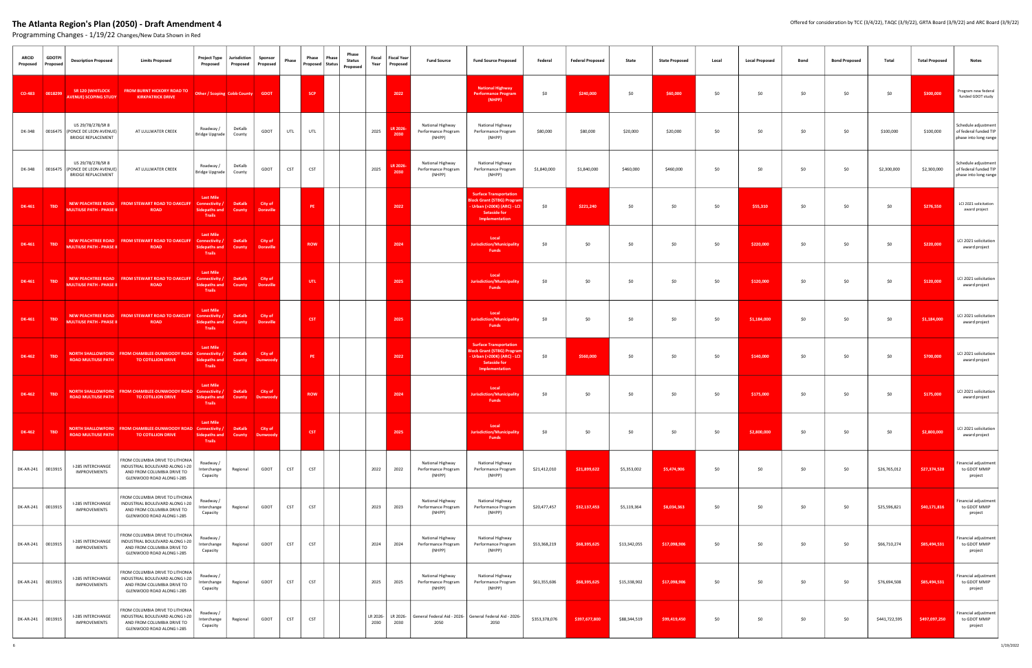# The Atlanta Region's Plan (2050) - Draft Amendment 4

Programming Changes - 1/19/22 Changes/New Data Shown in Red

Offered for consideration by TCC (3/4/22), TAQC (3/9/22), GRTA Board (3/9/22) and ARC Board (3/9/22)

| ARCID Proposed | GDOTPI Proposed | Description Proposed | Limits Proposed | Project Type Proposed | Jurisdiction Proposed | Sponsor Proposed | Phase | Phase Proposed | Phase Status | Phase Status Proposed | Fiscal Year | Fiscal Year Proposed | Fund Source | Fund Source Proposed | Federal | Federal Proposed | State | State Proposed | Local | Local Proposed | Bond | Bond Proposed | Total | Total Proposed | Notes |
|---|---|---|---|---|---|---|---|---|---|---|---|---|---|---|---|---|---|---|---|---|---|---|---|---|---|
| CO-483 | 0018299 | SR 120 (WHITLOCK AVENUE) SCOPING STUDY | FROM BURNT HICKORY ROAD TO KIRKPATRICK DRIVE | Other / Scoping | Cobb County | GDOT | | SCP | | | | 2022 | | National Highway Performance Program (NHPP) | $0 | $240,000 | $0 | $60,000 | $0 | $0 | $0 | $0 | $0 | $300,000 | Program new federal funded GDOT study |
| DK-348 | 0016475 | US 29/78/278/SR 8 (PONCE DE LEON AVENUE) BRIDGE REPLACEMENT | AT LULLWATER CREEK | Roadway / Bridge Upgrade | DeKalb County | GDOT | UTL | UTL | | | 2025 | LR 2026-2030 | National Highway Performance Program (NHPP) | National Highway Performance Program (NHPP) | $80,000 | $80,000 | $20,000 | $20,000 | $0 | $0 | $0 | $0 | $100,000 | $100,000 | Schedule adjustment of federal funded TIP phase into long range |
| DK-348 | 0016475 | US 29/78/278/SR 8 (PONCE DE LEON AVENUE) BRIDGE REPLACEMENT | AT LULLWATER CREEK | Roadway / Bridge Upgrade | DeKalb County | GDOT | CST | CST | | | 2025 | LR 2026-2030 | National Highway Performance Program (NHPP) | National Highway Performance Program (NHPP) | $1,840,000 | $1,840,000 | $460,000 | $460,000 | $0 | $0 | $0 | $0 | $2,300,000 | $2,300,000 | Schedule adjustment of federal funded TIP phase into long range |
| DK-461 | TBD | NEW PEACHTREE ROAD MULTIUSE PATH - PHASE II | FROM STEWART ROAD TO OAKCLIFF ROAD | Last Mile Connectivity / Sidepaths and Trails | DeKalb County | City of Doraville | | PE | | | | 2022 | | Surface Transportation Block Grant (STBG) Program - Urban (>200K) (ARC) - LCI Setaside for Implementation | $0 | $221,240 | $0 | $0 | $0 | $55,310 | $0 | $0 | $0 | $276,550 | LCI 2021 solicitation award project |
| DK-461 | TBD | NEW PEACHTREE ROAD MULTIUSE PATH - PHASE II | FROM STEWART ROAD TO OAKCLIFF ROAD | Last Mile Connectivity / Sidepaths and Trails | DeKalb County | City of Doraville | | ROW | | | | 2024 | | Local Jurisdiction/Municipality Funds | $0 | $0 | $0 | $0 | $0 | $220,000 | $0 | $0 | $0 | $220,000 | LCI 2021 solicitation award project |
| DK-461 | TBD | NEW PEACHTREE ROAD MULTIUSE PATH - PHASE II | FROM STEWART ROAD TO OAKCLIFF ROAD | Last Mile Connectivity / Sidepaths and Trails | DeKalb County | City of Doraville | | UTL | | | | 2025 | | Local Jurisdiction/Municipality Funds | $0 | $0 | $0 | $0 | $0 | $120,000 | $0 | $0 | $0 | $120,000 | LCI 2021 solicitation award project |
| DK-461 | TBD | NEW PEACHTREE ROAD MULTIUSE PATH - PHASE II | FROM STEWART ROAD TO OAKCLIFF ROAD | Last Mile Connectivity / Sidepaths and Trails | DeKalb County | City of Doraville | | CST | | | | 2025 | | Local Jurisdiction/Municipality Funds | $0 | $0 | $0 | $0 | $0 | $1,184,000 | $0 | $0 | $0 | $1,184,000 | LCI 2021 solicitation award project |
| DK-462 | TBD | NORTH SHALLOWFORD ROAD MULTIUSE PATH | FROM CHAMBLEE-DUNWOODY ROAD TO COTILLION DRIVE | Last Mile Connectivity / Sidepaths and Trails | DeKalb County | City of Dunwoody | | PE | | | | 2022 | | Surface Transportation Block Grant (STBG) Program - Urban (>200K) (ARC) - LCI Setaside for Implementation | $0 | $560,000 | $0 | $0 | $0 | $140,000 | $0 | $0 | $0 | $700,000 | LCI 2021 solicitation award project |
| DK-462 | TBD | NORTH SHALLOWFORD ROAD MULTIUSE PATH | FROM CHAMBLEE-DUNWOODY ROAD TO COTILLION DRIVE | Last Mile Connectivity / Sidepaths and Trails | DeKalb County | City of Dunwoody | | ROW | | | | 2024 | | Local Jurisdiction/Municipality Funds | $0 | $0 | $0 | $0 | $0 | $175,000 | $0 | $0 | $0 | $175,000 | LCI 2021 solicitation award project |
| DK-462 | TBD | NORTH SHALLOWFORD ROAD MULTIUSE PATH | FROM CHAMBLEE-DUNWOODY ROAD TO COTILLION DRIVE | Last Mile Connectivity / Sidepaths and Trails | DeKalb County | City of Dunwoody | | CST | | | | 2025 | | Local Jurisdiction/Municipality Funds | $0 | $0 | $0 | $0 | $0 | $2,800,000 | $0 | $0 | $0 | $2,800,000 | LCI 2021 solicitation award project |
| DK-AR-241 | 0013915 | I-285 INTERCHANGE IMPROVEMENTS | FROM COLUMBIA DRIVE TO LITHONIA INDUSTRIAL BOULEVARD ALONG I-20 AND FROM COLUMBIA DRIVE TO GLENWOOD ROAD ALONG I-285 | Roadway / Interchange Capacity | Regional | GDOT | CST | CST | | | 2022 | 2022 | National Highway Performance Program (NHPP) | National Highway Performance Program (NHPP) | $21,412,010 | $21,899,622 | $5,353,002 | $5,474,906 | $0 | $0 | $0 | $0 | $26,765,012 | $27,374,528 | Financial adjustment to GDOT MMIP project |
| DK-AR-241 | 0013915 | I-285 INTERCHANGE IMPROVEMENTS | FROM COLUMBIA DRIVE TO LITHONIA INDUSTRIAL BOULEVARD ALONG I-20 AND FROM COLUMBIA DRIVE TO GLENWOOD ROAD ALONG I-285 | Roadway / Interchange Capacity | Regional | GDOT | CST | CST | | | 2023 | 2023 | National Highway Performance Program (NHPP) | National Highway Performance Program (NHPP) | $20,477,457 | $32,137,453 | $5,119,364 | $8,034,363 | $0 | $0 | $0 | $0 | $25,596,821 | $40,171,816 | Financial adjustment to GDOT MMIP project |
| DK-AR-241 | 0013915 | I-285 INTERCHANGE IMPROVEMENTS | FROM COLUMBIA DRIVE TO LITHONIA INDUSTRIAL BOULEVARD ALONG I-20 AND FROM COLUMBIA DRIVE TO GLENWOOD ROAD ALONG I-285 | Roadway / Interchange Capacity | Regional | GDOT | CST | CST | | | 2024 | 2024 | National Highway Performance Program (NHPP) | National Highway Performance Program (NHPP) | $53,368,219 | $68,395,625 | $13,342,055 | $17,098,906 | $0 | $0 | $0 | $0 | $66,710,274 | $85,494,531 | Financial adjustment to GDOT MMIP project |
| DK-AR-241 | 0013915 | I-285 INTERCHANGE IMPROVEMENTS | FROM COLUMBIA DRIVE TO LITHONIA INDUSTRIAL BOULEVARD ALONG I-20 AND FROM COLUMBIA DRIVE TO GLENWOOD ROAD ALONG I-285 | Roadway / Interchange Capacity | Regional | GDOT | CST | CST | | | 2025 | 2025 | National Highway Performance Program (NHPP) | National Highway Performance Program (NHPP) | $61,355,606 | $68,395,625 | $15,338,902 | $17,098,906 | $0 | $0 | $0 | $0 | $76,694,508 | $85,494,531 | Financial adjustment to GDOT MMIP project |
| DK-AR-241 | 0013915 | I-285 INTERCHANGE IMPROVEMENTS | FROM COLUMBIA DRIVE TO LITHONIA INDUSTRIAL BOULEVARD ALONG I-20 AND FROM COLUMBIA DRIVE TO GLENWOOD ROAD ALONG I-285 | Roadway / Interchange Capacity | Regional | GDOT | CST | CST | | | LR 2026-2030 | LR 2026-2030 | General Federal Aid - 2026-2050 | General Federal Aid - 2026-2050 | $353,378,076 | $397,677,800 | $88,344,519 | $99,419,450 | $0 | $0 | $0 | $0 | $441,722,595 | $497,097,250 | Financial adjustment to GDOT MMIP project |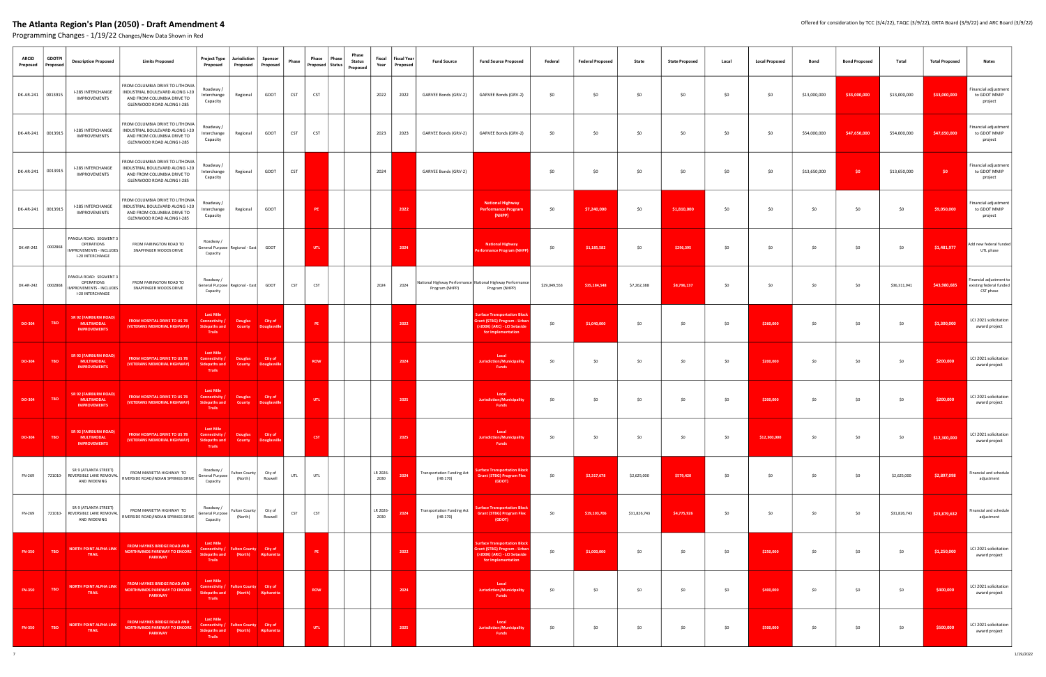# The Atlanta Region's Plan (2050) - Draft Amendment 4

Offered for consideration by TCC (3/4/22), TAQC (3/9/22), GRTA Board (3/9/22) and ARC Board (3/9/22)

Programming Changes - 1/19/22 Changes/New Data Shown in Red

| ARCID Proposed | GDOTPI Proposed | Description Proposed | Limits Proposed | Project Type Proposed | Jurisdiction Proposed | Sponsor Proposed | Phase | Phase Proposed | Phase Status | Phase Status Proposed | Fiscal Year | Fiscal Year Proposed | Fund Source | Fund Source Proposed | Federal | Federal Proposed | State | State Proposed | Local | Local Proposed | Bond | Bond Proposed | Total | Total Proposed | Notes |
|---|---|---|---|---|---|---|---|---|---|---|---|---|---|---|---|---|---|---|---|---|---|---|---|---|---|
| DK-AR-241 | 0013915 | I-285 INTERCHANGE IMPROVEMENTS | FROM COLUMBIA DRIVE TO LITHONIA INDUSTRIAL BOULEVARD ALONG I-20 AND FROM COLUMBIA DRIVE TO GLENWOOD ROAD ALONG I-285 | Roadway / Interchange Capacity | Regional | GDOT | CST | CST | | | 2022 | 2022 | GARVEE Bonds (GRV-2) | GARVEE Bonds (GRV-2) | $0 | $0 | $0 | $0 | $0 | $0 | $13,000,000 | $33,000,000 | $13,000,000 | $33,000,000 | Financial adjustment to GDOT MMIP project |
| DK-AR-241 | 0013915 | I-285 INTERCHANGE IMPROVEMENTS | FROM COLUMBIA DRIVE TO LITHONIA INDUSTRIAL BOULEVARD ALONG I-20 AND FROM COLUMBIA DRIVE TO GLENWOOD ROAD ALONG I-285 | Roadway / Interchange Capacity | Regional | GDOT | CST | CST | | | 2023 | 2023 | GARVEE Bonds (GRV-2) | GARVEE Bonds (GRV-2) | $0 | $0 | $0 | $0 | $0 | $0 | $54,000,000 | $47,650,000 | $54,000,000 | $47,650,000 | Financial adjustment to GDOT MMIP project |
| DK-AR-241 | 0013915 | I-285 INTERCHANGE IMPROVEMENTS | FROM COLUMBIA DRIVE TO LITHONIA INDUSTRIAL BOULEVARD ALONG I-20 AND FROM COLUMBIA DRIVE TO GLENWOOD ROAD ALONG I-285 | Roadway / Interchange Capacity | Regional | GDOT | CST | | | | 2024 | | GARVEE Bonds (GRV-2) | | $0 | $0 | $0 | $0 | $0 | $0 | $13,650,000 | $0 | $13,650,000 | $0 | Financial adjustment to GDOT MMIP project |
| DK-AR-241 | 0013915 | I-285 INTERCHANGE IMPROVEMENTS | FROM COLUMBIA DRIVE TO LITHONIA INDUSTRIAL BOULEVARD ALONG I-20 AND FROM COLUMBIA DRIVE TO GLENWOOD ROAD ALONG I-285 | Roadway / Interchange Capacity | Regional | GDOT | | PE | | | | 2022 | | National Highway Performance Program (NHPP) | $0 | $7,240,000 | $0 | $1,810,000 | $0 | $0 | $0 | $0 | $0 | $9,050,000 | Financial adjustment to GDOT MMIP project |
| DK-AR-242 | 0002868 | PANOLA ROAD: SEGMENT 3 OPERATIONS IMPROVEMENTS - INCLUDES I-20 INTERCHANGE | FROM FAIRINGTON ROAD TO SNAPFINGER WOODS DRIVE | Roadway / General Purpose Capacity | Regional - East | GDOT | | UTL | | | | 2024 | | National Highway Performance Program (NHPP) | $0 | $1,185,582 | $0 | $296,395 | $0 | $0 | $0 | $0 | $0 | $1,481,977 | Add new federal funded UTL phase |
| DK-AR-242 | 0002868 | PANOLA ROAD: SEGMENT 3 OPERATIONS IMPROVEMENTS - INCLUDES I-20 INTERCHANGE | FROM FAIRINGTON ROAD TO SNAPFINGER WOODS DRIVE | Roadway / General Purpose Capacity | Regional - East | GDOT | CST | CST | | | 2024 | 2024 | National Highway Performance Program (NHPP) | National Highway Performance Program (NHPP) | $29,049,553 | $35,184,548 | $7,262,388 | $8,796,137 | $0 | $0 | $0 | $0 | $36,311,941 | $43,980,685 | Financial adjustment to existing federal funded CST phase |
| DO-304 | TBD | SR 92 (FAIRBURN ROAD) MULTIMODAL IMPROVEMENTS | FROM HOSPITAL DRIVE TO US 78 (VETERANS MEMORIAL HIGHWAY) | Last Mile Connectivity / Sidepaths and Trails | Douglas County | City of Douglasville | | PE | | | | 2022 | | Surface Transportation Block Grant (STBG) Program - Urban (>200K) (ARC) - LCI Setaside for Implementation | $0 | $1,040,000 | $0 | $0 | $0 | $260,000 | $0 | $0 | $0 | $1,300,000 | LCI 2021 solicitation award project |
| DO-304 | TBD | SR 92 (FAIRBURN ROAD) MULTIMODAL IMPROVEMENTS | FROM HOSPITAL DRIVE TO US 78 (VETERANS MEMORIAL HIGHWAY) | Last Mile Connectivity / Sidepaths and Trails | Douglas County | City of Douglasville | | ROW | | | | 2024 | | Local Jurisdiction/Municipality Funds | $0 | $0 | $0 | $0 | $0 | $200,000 | $0 | $0 | $0 | $200,000 | LCI 2021 solicitation award project |
| DO-304 | TBD | SR 92 (FAIRBURN ROAD) MULTIMODAL IMPROVEMENTS | FROM HOSPITAL DRIVE TO US 78 (VETERANS MEMORIAL HIGHWAY) | Last Mile Connectivity / Sidepaths and Trails | Douglas County | City of Douglasville | | UTL | | | | 2025 | | Local Jurisdiction/Municipality Funds | $0 | $0 | $0 | $0 | $0 | $200,000 | $0 | $0 | $0 | $200,000 | LCI 2021 solicitation award project |
| DO-304 | TBD | SR 92 (FAIRBURN ROAD) MULTIMODAL IMPROVEMENTS | FROM HOSPITAL DRIVE TO US 78 (VETERANS MEMORIAL HIGHWAY) | Last Mile Connectivity / Sidepaths and Trails | Douglas County | City of Douglasville | | CST | | | | 2025 | | Local Jurisdiction/Municipality Funds | $0 | $0 | $0 | $0 | $0 | $12,300,000 | $0 | $0 | $0 | $12,300,000 | LCI 2021 solicitation award project |
| FN-269 | 721010- | SR 9 (ATLANTA STREET) REVERSIBLE LANE REMOVAL AND WIDENING | FROM MARIETTA HIGHWAY TO RIVERSIDE ROAD/INDIAN SPRINGS DRIVE | Roadway / General Purpose Capacity | Fulton County (North) | City of Roswell | UTL | UTL | | | LR 2026-2030 | 2024 | Transportation Funding Act (HB 170) | Surface Transportation Block Grant (STBG) Program Flex (GDOT) | $0 | $2,317,678 | $2,625,000 | $579,420 | $0 | $0 | $0 | $0 | $2,625,000 | $2,897,098 | Financial and schedule adjustment |
| FN-269 | 721010- | SR 9 (ATLANTA STREET) REVERSIBLE LANE REMOVAL AND WIDENING | FROM MARIETTA HIGHWAY TO RIVERSIDE ROAD/INDIAN SPRINGS DRIVE | Roadway / General Purpose Capacity | Fulton County (North) | City of Roswell | CST | CST | | | LR 2026-2030 | 2024 | Transportation Funding Act (HB 170) | Surface Transportation Block Grant (STBG) Program Flex (GDOT) | $0 | $19,103,706 | $31,826,743 | $4,775,926 | $0 | $0 | $0 | $0 | $31,826,743 | $23,879,632 | Financial and schedule adjustment |
| FN-350 | TBD | NORTH POINT ALPHA LINK TRAIL | FROM HAYNES BRIDGE ROAD AND NORTHWINDS PARKWAY TO ENCORE PARKWAY | Last Mile Connectivity / Sidepaths and Trails | Fulton County (North) | City of Alpharetta | | PE | | | | 2022 | | Surface Transportation Block Grant (STBG) Program - Urban (>200K) (ARC) - LCI Setaside for Implementation | $0 | $1,000,000 | $0 | $0 | $0 | $250,000 | $0 | $0 | $0 | $1,250,000 | LCI 2021 solicitation award project |
| FN-350 | TBD | NORTH POINT ALPHA LINK TRAIL | FROM HAYNES BRIDGE ROAD AND NORTHWINDS PARKWAY TO ENCORE PARKWAY | Last Mile Connectivity / Sidepaths and Trails | Fulton County (North) | City of Alpharetta | | ROW | | | | 2024 | | Local Jurisdiction/Municipality Funds | $0 | $0 | $0 | $0 | $0 | $400,000 | $0 | $0 | $0 | $400,000 | LCI 2021 solicitation award project |
| FN-350 | TBD | NORTH POINT ALPHA LINK TRAIL | FROM HAYNES BRIDGE ROAD AND NORTHWINDS PARKWAY TO ENCORE PARKWAY | Last Mile Connectivity / Sidepaths and Trails | Fulton County (North) | City of Alpharetta | | UTL | | | | 2025 | | Local Jurisdiction/Municipality Funds | $0 | $0 | $0 | $0 | $0 | $500,000 | $0 | $0 | $0 | $500,000 | LCI 2021 solicitation award project |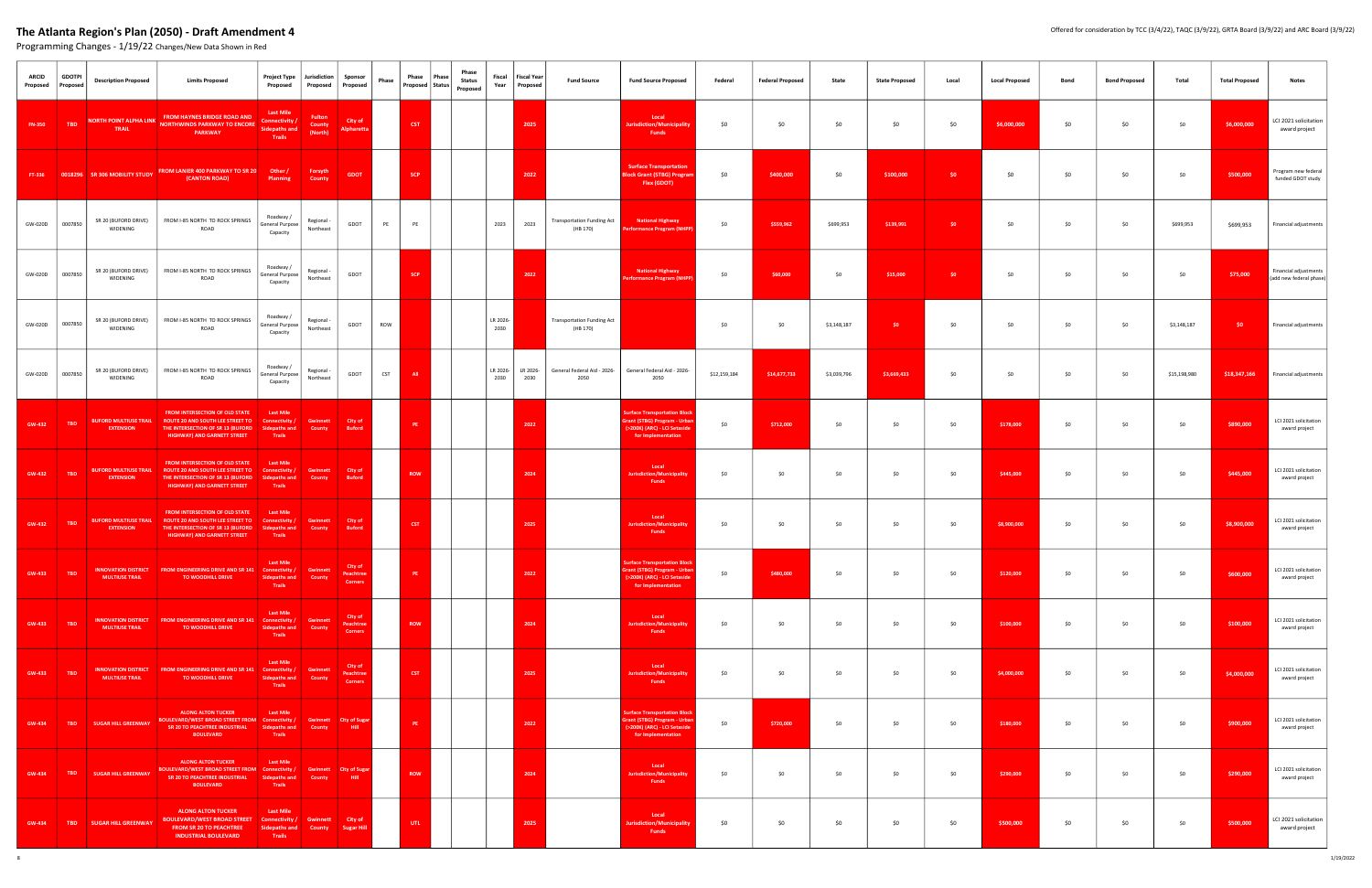# The Atlanta Region's Plan (2050) - Draft Amendment 4

Programming Changes - 1/19/22 Changes/New Data Shown in Red

Offered for consideration by TCC (3/4/22), TAQC (3/9/22), GRTA Board (3/9/22) and ARC Board (3/9/22)

| ARCID Proposed | GDOTPI Proposed | Description Proposed | Limits Proposed | Project Type Proposed | Jurisdiction Proposed | Sponsor Proposed | Phase | Phase Proposed | Phase Status | Phase Status Proposed | Fiscal Year | Fiscal Year Proposed | Fund Source | Fund Source Proposed | Federal | Federal Proposed | State | State Proposed | Local | Local Proposed | Bond | Bond Proposed | Total | Total Proposed | Notes |
|---|---|---|---|---|---|---|---|---|---|---|---|---|---|---|---|---|---|---|---|---|---|---|---|---|---|
| FN-350 | TBD | NORTH POINT ALPHA LINK TRAIL | FROM HAYNES BRIDGE ROAD AND NORTHWINDS PARKWAY TO ENCORE PARKWAY | Last Mile Connectivity / Sidepaths and Trails | Fulton County (North) | City of Alpharetta | | CST | | | | 2025 | | Local Jurisdiction/Municipality Funds | $0 | $0 | $0 | $0 | $0 | $6,000,000 | $0 | $0 | $0 | $6,000,000 | LCI 2021 solicitation award project |
| FT-336 | 0018296 | SR 306 MOBILITY STUDY | FROM LANIER 400 PARKWAY TO SR 20 (CANTON ROAD) | Other / Planning | Forsyth County | GDOT | | SCP | | | | 2022 | | Surface Transportation Block Grant (STBG) Program Flex (GDOT) | $0 | $400,000 | $0 | $100,000 | $0 | $0 | $0 | $0 | $0 | $500,000 | Program new federal funded GDOT study |
| GW-020D | 0007850 | SR 20 (BUFORD DRIVE) WIDENING | FROM I-85 NORTH TO ROCK SPRINGS ROAD | Roadway / General Purpose Capacity | Regional - Northeast | GDOT | PE | PE | | | 2023 | 2023 | Transportation Funding Act (HB 170) | National Highway Performance Program (NHPP) | $0 | $559,962 | $699,953 | $139,991 | $0 | $0 | $0 | $0 | $699,953 | $699,953 | Financial adjustments |
| GW-020D | 0007850 | SR 20 (BUFORD DRIVE) WIDENING | FROM I-85 NORTH TO ROCK SPRINGS ROAD | Roadway / General Purpose Capacity | Regional - Northeast | GDOT | | SCP | | | | 2022 | | National Highway Performance Program (NHPP) | $0 | $60,000 | $0 | $15,000 | $0 | $0 | $0 | $0 | $0 | $75,000 | Financial adjustments (add new federal phase) |
| GW-020D | 0007850 | SR 20 (BUFORD DRIVE) WIDENING | FROM I-85 NORTH TO ROCK SPRINGS ROAD | Roadway / General Purpose Capacity | Regional - Northeast | GDOT | ROW | | | | LR 2026-2030 | | Transportation Funding Act (HB 170) | | $0 | $0 | $3,148,187 | $0 | $0 | $0 | $0 | $0 | $3,148,187 | $0 | Financial adjustments |
| GW-020D | 0007850 | SR 20 (BUFORD DRIVE) WIDENING | FROM I-85 NORTH TO ROCK SPRINGS ROAD | Roadway / General Purpose Capacity | Regional - Northeast | GDOT | CST | All | | | LR 2026-2030 | LR 2026-2030 | General Federal Aid - 2026-2050 | General Federal Aid - 2026-2050 | $12,159,184 | $14,677,733 | $3,039,796 | $3,669,433 | $0 | $0 | $0 | $0 | $15,198,980 | $18,347,166 | Financial adjustments |
| GW-432 | TBD | BUFORD MULTIUSE TRAIL EXTENSION | FROM INTERSECTION OF OLD STATE ROUTE 20 AND SOUTH LEE STREET TO THE INTERSECTION OF SR 13 (BUFORD HIGHWAY) AND GARNETT STREET | Last Mile Connectivity / Sidepaths and Trails | Gwinnett County | City of Buford | | PE | | | | 2022 | | Surface Transportation Block Grant (STBG) Program - Urban (>200K) (ARC) - LCI Setaside for Implementation | $0 | $712,000 | $0 | $0 | $0 | $178,000 | $0 | $0 | $0 | $890,000 | LCI 2021 solicitation award project |
| GW-432 | TBD | BUFORD MULTIUSE TRAIL EXTENSION | FROM INTERSECTION OF OLD STATE ROUTE 20 AND SOUTH LEE STREET TO THE INTERSECTION OF SR 13 (BUFORD HIGHWAY) AND GARNETT STREET | Last Mile Connectivity / Sidepaths and Trails | Gwinnett County | City of Buford | | ROW | | | | 2024 | | Local Jurisdiction/Municipality Funds | $0 | $0 | $0 | $0 | $0 | $445,000 | $0 | $0 | $0 | $445,000 | LCI 2021 solicitation award project |
| GW-432 | TBD | BUFORD MULTIUSE TRAIL EXTENSION | FROM INTERSECTION OF OLD STATE ROUTE 20 AND SOUTH LEE STREET TO THE INTERSECTION OF SR 13 (BUFORD HIGHWAY) AND GARNETT STREET | Last Mile Connectivity / Sidepaths and Trails | Gwinnett County | City of Buford | | CST | | | | 2025 | | Local Jurisdiction/Municipality Funds | $0 | $0 | $0 | $0 | $0 | $8,900,000 | $0 | $0 | $0 | $8,900,000 | LCI 2021 solicitation award project |
| GW-433 | TBD | INNOVATION DISTRICT MULTIUSE TRAIL | FROM ENGINEERING DRIVE AND SR 141 TO WOODHILL DRIVE | Last Mile Connectivity / Sidepaths and Trails | Gwinnett County | City of Peachtree Corners | | PE | | | | 2022 | | Surface Transportation Block Grant (STBG) Program - Urban (>200K) (ARC) - LCI Setaside for Implementation | $0 | $480,000 | $0 | $0 | $0 | $120,000 | $0 | $0 | $0 | $600,000 | LCI 2021 solicitation award project |
| GW-433 | TBD | INNOVATION DISTRICT MULTIUSE TRAIL | FROM ENGINEERING DRIVE AND SR 141 TO WOODHILL DRIVE | Last Mile Connectivity / Sidepaths and Trails | Gwinnett County | City of Peachtree Corners | | ROW | | | | 2024 | | Local Jurisdiction/Municipality Funds | $0 | $0 | $0 | $0 | $0 | $100,000 | $0 | $0 | $0 | $100,000 | LCI 2021 solicitation award project |
| GW-433 | TBD | INNOVATION DISTRICT MULTIUSE TRAIL | FROM ENGINEERING DRIVE AND SR 141 TO WOODHILL DRIVE | Last Mile Connectivity / Sidepaths and Trails | Gwinnett County | City of Peachtree Corners | | CST | | | | 2025 | | Local Jurisdiction/Municipality Funds | $0 | $0 | $0 | $0 | $0 | $4,000,000 | $0 | $0 | $0 | $4,000,000 | LCI 2021 solicitation award project |
| GW-434 | TBD | SUGAR HILL GREENWAY | ALONG ALTON TUCKER BOULEVARD/WEST BROAD STREET FROM SR 20 TO PEACHTREE INDUSTRIAL BOULEVARD | Last Mile Connectivity / Sidepaths and Trails | Gwinnett County | City of Sugar Hill | | PE | | | | 2022 | | Surface Transportation Block Grant (STBG) Program - Urban (>200K) (ARC) - LCI Setaside for Implementation | $0 | $720,000 | $0 | $0 | $0 | $180,000 | $0 | $0 | $0 | $900,000 | LCI 2021 solicitation award project |
| GW-434 | TBD | SUGAR HILL GREENWAY | ALONG ALTON TUCKER BOULEVARD/WEST BROAD STREET FROM SR 20 TO PEACHTREE INDUSTRIAL BOULEVARD | Last Mile Connectivity / Sidepaths and Trails | Gwinnett County | City of Sugar Hill | | ROW | | | | 2024 | | Local Jurisdiction/Municipality Funds | $0 | $0 | $0 | $0 | $0 | $290,000 | $0 | $0 | $0 | $290,000 | LCI 2021 solicitation award project |
| GW-434 | TBD | SUGAR HILL GREENWAY | ALONG ALTON TUCKER BOULEVARD/WEST BROAD STREET FROM SR 20 TO PEACHTREE INDUSTRIAL BOULEVARD | Last Mile Connectivity / Sidepaths and Trails | Gwinnett County | City of Sugar Hill | | UTL | | | | 2025 | | Local Jurisdiction/Municipality Funds | $0 | $0 | $0 | $0 | $0 | $500,000 | $0 | $0 | $0 | $500,000 | LCI 2021 solicitation award project |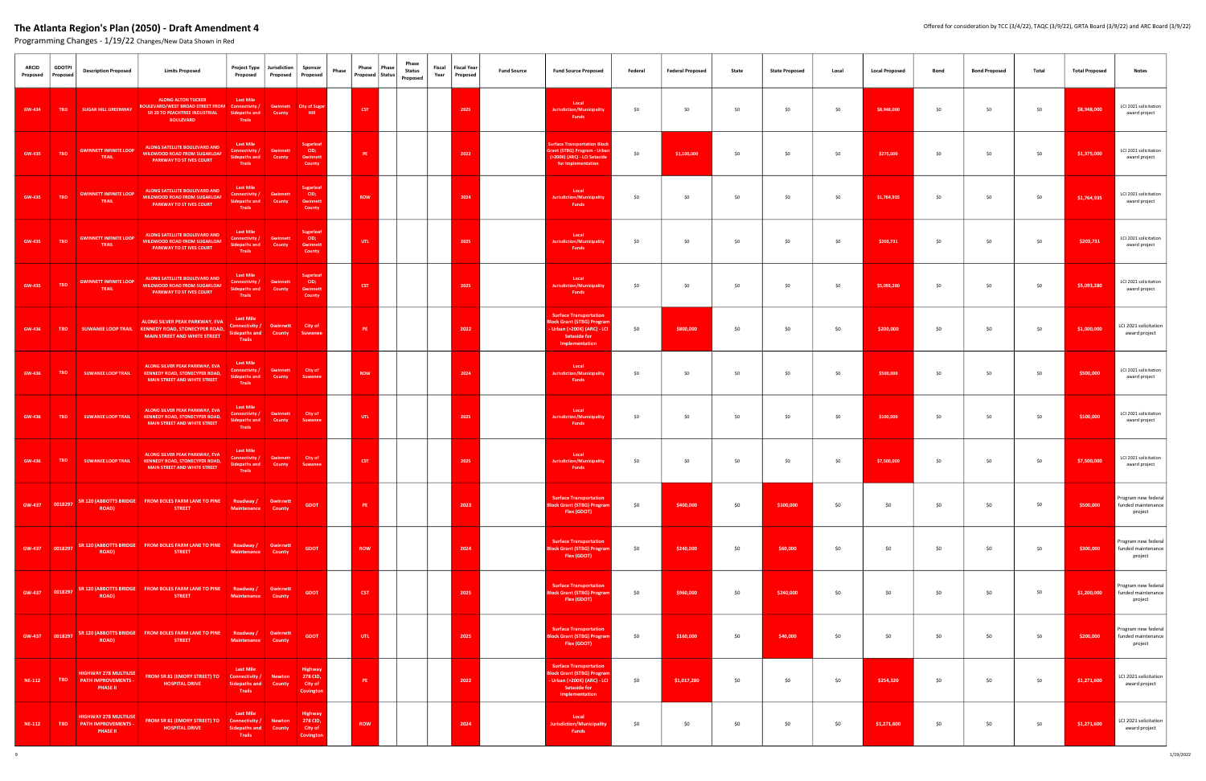# The Atlanta Region's Plan (2050) - Draft Amendment 4

Programming Changes - 1/19/22 Changes/New Data Shown in Red

Offered for consideration by TCC (3/4/22), TAQC (3/9/22), GRTA Board (3/9/22) and ARC Board (3/9/22)

| ARCID Proposed | GDOTPI Proposed | Description Proposed | Limits Proposed | Project Type Proposed | Jurisdiction Proposed | Sponsor Proposed | Phase | Phase Proposed | Phase Status | Phase Status Proposed | Fiscal Year | Fiscal Year Proposed | Fund Source | Fund Source Proposed | Federal | Federal Proposed | State | State Proposed | Local | Local Proposed | Bond | Bond Proposed | Total | Total Proposed | Notes |
|---|---|---|---|---|---|---|---|---|---|---|---|---|---|---|---|---|---|---|---|---|---|---|---|---|---|
| GW-434 | TBD | SUGAR HILL GREENWAY | ALONG ALTON TUCKER BOULEVARD/WEST BROAD STREET FROM SR 20 TO PEACHTREE INDUSTRIAL BOULEVARD | Last Mile Connectivity / Sidepaths and Trails | Gwinnett County | City of Sugar Hill | | CST | | | | 2025 | | Local Jurisdiction/Municipality Funds | $0 | $0 | $0 | $0 | $0 | $8,948,000 | $0 | $0 | $0 | $8,948,000 | LCI 2021 solicitation award project |
| GW-435 | TBD | GWINNETT INFINITE LOOP TRAIL | ALONG SATELLITE BOULEVARD AND WILDWOOD ROAD FROM SUGARLOAF PARKWAY TO ST IVES COURT | Last Mile Connectivity / Sidepaths and Trails | Gwinnett County | Sugarloaf CID; Gwinnett County | | PE | | | | 2022 | | Surface Transportation Block Grant (STBG) Program - Urban (>200K) (ARC) - LCI Setaside for Implementation | $0 | $1,100,000 | $0 | $0 | $0 | $275,000 | $0 | $0 | $0 | $1,375,000 | LCI 2021 solicitation award project |
| GW-435 | TBD | GWINNETT INFINITE LOOP TRAIL | ALONG SATELLITE BOULEVARD AND WILDWOOD ROAD FROM SUGARLOAF PARKWAY TO ST IVES COURT | Last Mile Connectivity / Sidepaths and Trails | Gwinnett County | Sugarloaf CID; Gwinnett County | | ROW | | | | 2024 | | Local Jurisdiction/Municipality Funds | $0 | $0 | $0 | $0 | $0 | $1,764,935 | $0 | $0 | $0 | $1,764,935 | LCI 2021 solicitation award project |
| GW-435 | TBD | GWINNETT INFINITE LOOP TRAIL | ALONG SATELLITE BOULEVARD AND WILDWOOD ROAD FROM SUGARLOAF PARKWAY TO ST IVES COURT | Last Mile Connectivity / Sidepaths and Trails | Gwinnett County | Sugarloaf CID; Gwinnett County | | UTL | | | | 2025 | | Local Jurisdiction/Municipality Funds | $0 | $0 | $0 | $0 | $0 | $203,731 | $0 | $0 | $0 | $203,731 | LCI 2021 solicitation award project |
| GW-435 | TBD | GWINNETT INFINITE LOOP TRAIL | ALONG SATELLITE BOULEVARD AND WILDWOOD ROAD FROM SUGARLOAF PARKWAY TO ST IVES COURT | Last Mile Connectivity / Sidepaths and Trails | Gwinnett County | Sugarloaf CID; Gwinnett County | | CST | | | | 2025 | | Local Jurisdiction/Municipality Funds | $0 | $0 | $0 | $0 | $0 | $5,093,280 | $0 | $0 | $0 | $5,093,280 | LCI 2021 solicitation award project |
| GW-436 | TBD | SUWANEE LOOP TRAIL | ALONG SILVER PEAK PARKWAY, EVA KENNEDY ROAD, STONECYPER ROAD, MAIN STREET AND WHITE STREET | Last Mile Connectivity / Sidepaths and Trails | Gwinnett County | City of Suwanee | | PE | | | | 2022 | | Surface Transportation Block Grant (STBG) Program - Urban (>200K) (ARC) - LCI Setaside for Implementation | $0 | $800,000 | $0 | $0 | $0 | $200,000 | $0 | $0 | $0 | $1,000,000 | LCI 2021 solicitation award project |
| GW-436 | TBD | SUWANEE LOOP TRAIL | ALONG SILVER PEAK PARKWAY, EVA KENNEDY ROAD, STONECYPER ROAD, MAIN STREET AND WHITE STREET | Last Mile Connectivity / Sidepaths and Trails | Gwinnett County | City of Suwanee | | ROW | | | | 2024 | | Local Jurisdiction/Municipality Funds | $0 | $0 | $0 | $0 | $0 | $500,000 | $0 | $0 | $0 | $500,000 | LCI 2021 solicitation award project |
| GW-436 | TBD | SUWANEE LOOP TRAIL | ALONG SILVER PEAK PARKWAY, EVA KENNEDY ROAD, STONECYPER ROAD, MAIN STREET AND WHITE STREET | Last Mile Connectivity / Sidepaths and Trails | Gwinnett County | City of Suwanee | | UTL | | | | 2025 | | Local Jurisdiction/Municipality Funds | $0 | $0 | $0 | $0 | $0 | $100,000 | $0 | $0 | $0 | $100,000 | LCI 2021 solicitation award project |
| GW-436 | TBD | SUWANEE LOOP TRAIL | ALONG SILVER PEAK PARKWAY, EVA KENNEDY ROAD, STONECYPER ROAD, MAIN STREET AND WHITE STREET | Last Mile Connectivity / Sidepaths and Trails | Gwinnett County | City of Suwanee | | CST | | | | 2025 | | Local Jurisdiction/Municipality Funds | $0 | $0 | $0 | $0 | $0 | $7,500,000 | $0 | $0 | $0 | $7,500,000 | LCI 2021 solicitation award project |
| GW-437 | 0018297 | SR 120 (ABBOTTS BRIDGE ROAD) | FROM BOLES FARM LANE TO PINE STREET | Roadway / Maintenance | Gwinnett County | GDOT | | PE | | | | 2023 | | Surface Transportation Block Grant (STBG) Program Flex (GDOT) | $0 | $400,000 | $0 | $100,000 | $0 | $0 | $0 | $0 | $0 | $500,000 | Program new federal funded maintenance project |
| GW-437 | 0018297 | SR 120 (ABBOTTS BRIDGE ROAD) | FROM BOLES FARM LANE TO PINE STREET | Roadway / Maintenance | Gwinnett County | GDOT | | ROW | | | | 2024 | | Surface Transportation Block Grant (STBG) Program Flex (GDOT) | $0 | $240,000 | $0 | $60,000 | $0 | $0 | $0 | $0 | $0 | $300,000 | Program new federal funded maintenance project |
| GW-437 | 0018297 | SR 120 (ABBOTTS BRIDGE ROAD) | FROM BOLES FARM LANE TO PINE STREET | Roadway / Maintenance | Gwinnett County | GDOT | | CST | | | | 2025 | | Surface Transportation Block Grant (STBG) Program Flex (GDOT) | $0 | $960,000 | $0 | $240,000 | $0 | $0 | $0 | $0 | $0 | $1,200,000 | Program new federal funded maintenance project |
| GW-437 | 0018297 | SR 120 (ABBOTTS BRIDGE ROAD) | FROM BOLES FARM LANE TO PINE STREET | Roadway / Maintenance | Gwinnett County | GDOT | | UTL | | | | 2025 | | Surface Transportation Block Grant (STBG) Program Flex (GDOT) | $0 | $160,000 | $0 | $40,000 | $0 | $0 | $0 | $0 | $0 | $200,000 | Program new federal funded maintenance project |
| NE-112 | TBD | HIGHWAY 278 MULTIUSE PATH IMPROVEMENTS - PHASE II | FROM SR 81 (EMORY STREET) TO HOSPITAL DRIVE | Last Mile Connectivity / Sidepaths and Trails | Newton County | Highway 278 CID, City of Covington | | PE | | | | 2022 | | Surface Transportation Block Grant (STBG) Program - Urban (>200K) (ARC) - LCI Setaside for Implementation | $0 | $1,017,280 | $0 | $0 | $0 | $254,320 | $0 | $0 | $0 | $1,271,600 | LCI 2021 solicitation award project |
| NE-112 | TBD | HIGHWAY 278 MULTIUSE PATH IMPROVEMENTS - PHASE II | FROM SR 81 (EMORY STREET) TO HOSPITAL DRIVE | Last Mile Connectivity / Sidepaths and Trails | Newton County | Highway 278 CID, City of Covington | | ROW | | | | 2024 | | Local Jurisdiction/Municipality Funds | $0 | $0 | $0 | $0 | $0 | $1,271,600 | $0 | $0 | $0 | $1,271,600 | LCI 2021 solicitation award project |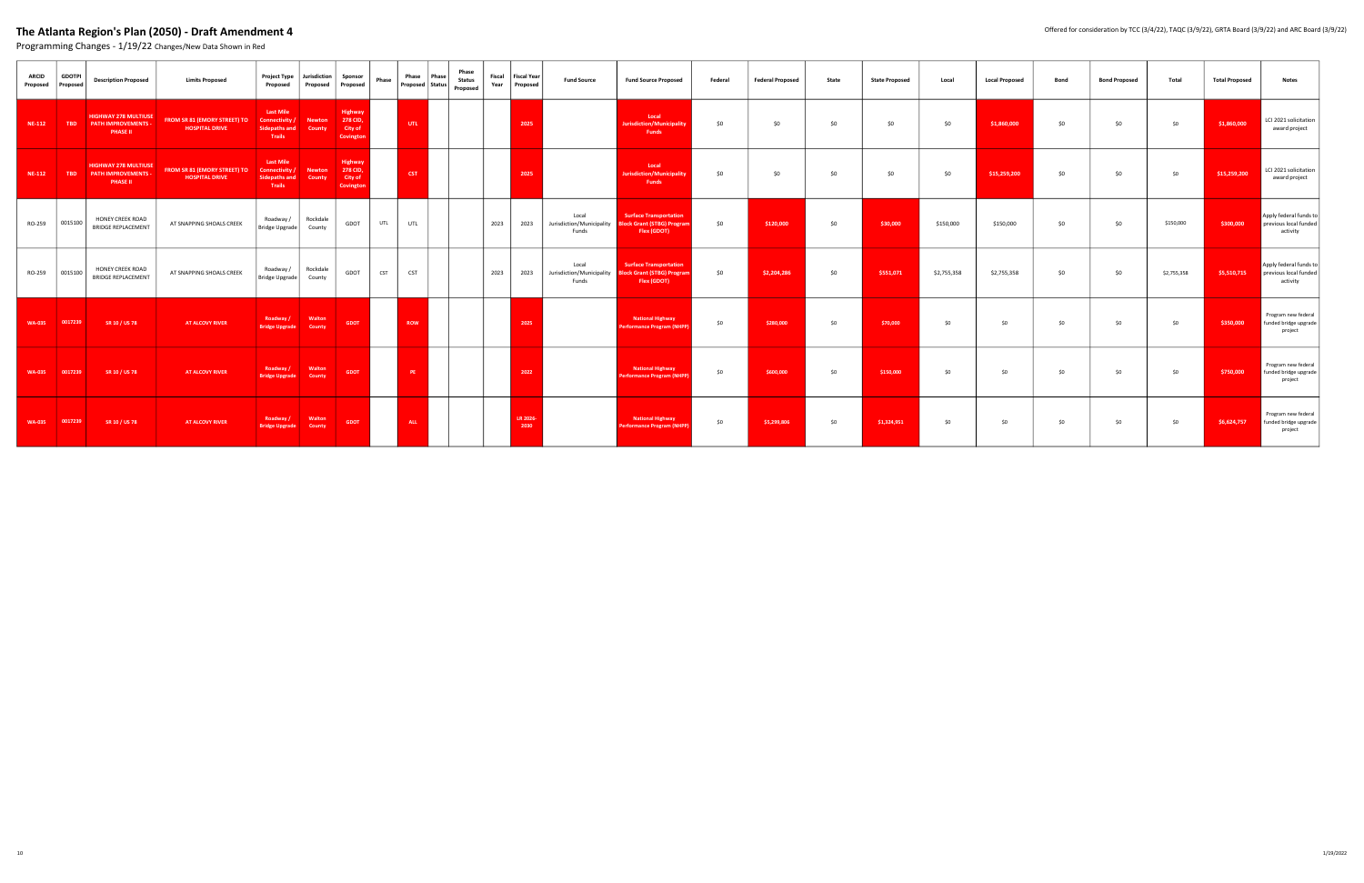# The Atlanta Region's Plan (2050) - Draft Amendment 4

Offered for consideration by TCC (3/4/22), TAQC (3/9/22), GRTA Board (3/9/22) and ARC Board (3/9/22)

Programming Changes - 1/19/22 Changes/New Data Shown in Red

| ARCID Proposed | GDOTPI Proposed | Description Proposed | Limits Proposed | Project Type Proposed | Jurisdiction Proposed | Sponsor Proposed | Phase | Phase Proposed | Phase Status | Phase Status Proposed | Fiscal Year | Fiscal Year Proposed | Fund Source | Fund Source Proposed | Federal | Federal Proposed | State | State Proposed | Local | Local Proposed | Bond | Bond Proposed | Total | Total Proposed | Notes |
|---|---|---|---|---|---|---|---|---|---|---|---|---|---|---|---|---|---|---|---|---|---|---|---|---|---|
| NE-112 | TBD | HIGHWAY 278 MULTIUSE PATH IMPROVEMENTS - PHASE II | FROM SR 81 (EMORY STREET) TO HOSPITAL DRIVE | Last Mile Connectivity / Sidepaths and Trails | Newton County | Highway 278 CID, City of Covington | | UTL | | | | 2025 | | Local Jurisdiction/Municipality Funds | $0 | $0 | $0 | $0 | $0 | $1,860,000 | $0 | $0 | $0 | $1,860,000 | LCI 2021 solicitation award project |
| NE-112 | TBD | HIGHWAY 278 MULTIUSE PATH IMPROVEMENTS - PHASE II | FROM SR 81 (EMORY STREET) TO HOSPITAL DRIVE | Last Mile Connectivity / Sidepaths and Trails | Newton County | Highway 278 CID, City of Covington | | CST | | | | 2025 | | Local Jurisdiction/Municipality Funds | $0 | $0 | $0 | $0 | $0 | $15,259,200 | $0 | $0 | $0 | $15,259,200 | LCI 2021 solicitation award project |
| RO-259 | 0015100 | HONEY CREEK ROAD BRIDGE REPLACEMENT | AT SNAPPING SHOALS CREEK | Roadway / Bridge Upgrade | Rockdale County | GDOT | UTL | UTL | | | 2023 | 2023 | Local Jurisdiction/Municipality Funds | Surface Transportation Block Grant (STBG) Program Flex (GDOT) | $0 | $120,000 | $0 | $30,000 | $150,000 | $150,000 | $0 | $0 | $150,000 | $300,000 | Apply federal funds to previous local funded activity |
| RO-259 | 0015100 | HONEY CREEK ROAD BRIDGE REPLACEMENT | AT SNAPPING SHOALS CREEK | Roadway / Bridge Upgrade | Rockdale County | GDOT | CST | CST | | | 2023 | 2023 | Local Jurisdiction/Municipality Funds | Surface Transportation Block Grant (STBG) Program Flex (GDOT) | $0 | $2,204,286 | $0 | $551,071 | $2,755,358 | $2,755,358 | $0 | $0 | $2,755,358 | $5,510,715 | Apply federal funds to previous local funded activity |
| WA-035 | 0017239 | SR 10 / US 78 | AT ALCOVY RIVER | Roadway / Bridge Upgrade | Walton County | GDOT | | ROW | | | | 2025 | | National Highway Performance Program (NHPP) | $0 | $280,000 | $0 | $70,000 | $0 | $0 | $0 | $0 | $0 | $350,000 | Program new federal funded bridge upgrade project |
| WA-035 | 0017239 | SR 10 / US 78 | AT ALCOVY RIVER | Roadway / Bridge Upgrade | Walton County | GDOT | | PE | | | | 2022 | | National Highway Performance Program (NHPP) | $0 | $600,000 | $0 | $150,000 | $0 | $0 | $0 | $0 | $0 | $750,000 | Program new federal funded bridge upgrade project |
| WA-035 | 0017239 | SR 10 / US 78 | AT ALCOVY RIVER | Roadway / Bridge Upgrade | Walton County | GDOT | | ALL | | | | LR 2026-2030 | | National Highway Performance Program (NHPP) | $0 | $5,299,806 | $0 | $1,324,951 | $0 | $0 | $0 | $0 | $0 | $6,624,757 | Program new federal funded bridge upgrade project |